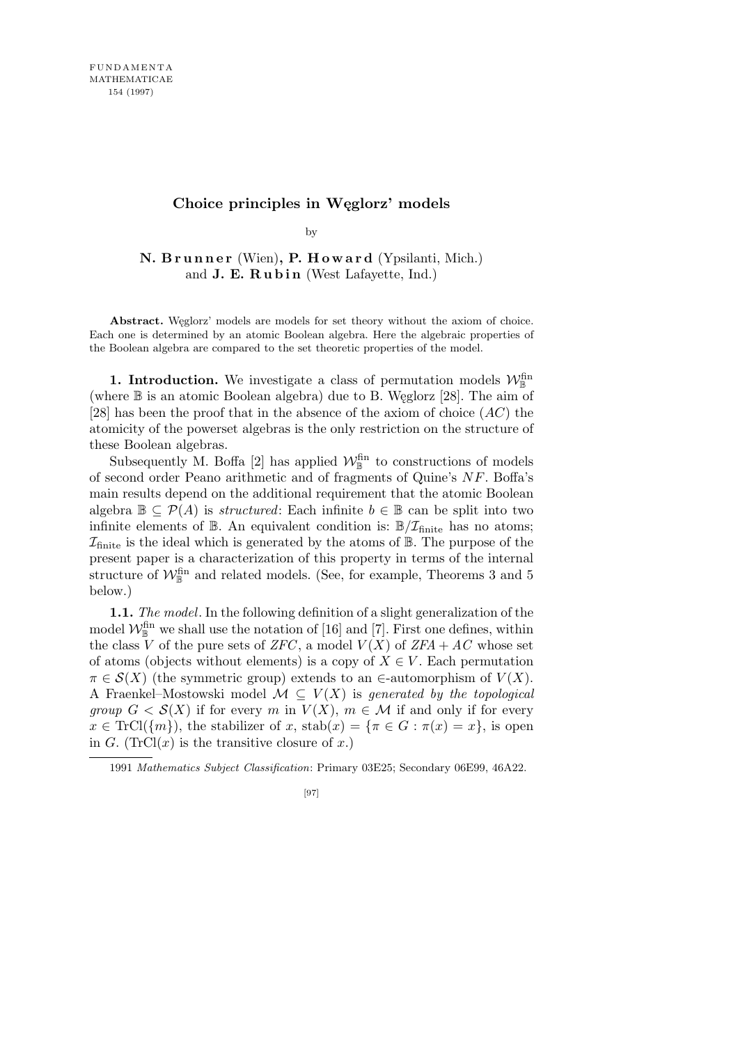# Choice principles in Węglorz' models

by

**N. Brunner** (Wien), **P. Howard** (Ypsilanti, Mich.) and **J. E. Rubin** (West Lafayette, Ind.)

**Abstract.** Węglorz' models are models for set theory without the axiom of choice. Each one is determined by an atomic Boolean algebra. Here the algebraic properties of the Boolean algebra are compared to the set theoretic properties of the model.

**1. Introduction.** We investigate a class of permutation models $\mathcal{W}_{\mathbb{B}}^{\text{fin}}$ (where $\mathbb{B}$ is an atomic Boolean algebra) due to B. Węglorz [28]. The aim of [28] has been the proof that in the absence of the axiom of choice ($AC$) the atomicity of the powerset algebras is the only restriction on the structure of these Boolean algebras.

Subsequently M. Boffa [2] has applied $\mathcal{W}_{\mathbb{B}}^{\text{fin}}$ to constructions of models of second order Peano arithmetic and of fragments of Quine's $NF$. Boffa's main results depend on the additional requirement that the atomic Boolean algebra $\mathbb{B} \subseteq \mathcal{P}(A)$ is *structured*: Each infinite $b \in \mathbb{B}$ can be split into two infinite elements of $\mathbb{B}$. An equivalent condition is: $\mathbb{B}/\mathcal{I}_{\text{finite}}$ has no atoms; $\mathcal{I}_{\text{finite}}$ is the ideal which is generated by the atoms of $\mathbb{B}$. The purpose of the present paper is a characterization of this property in terms of the internal structure of $\mathcal{W}_{\mathbb{B}}^{\text{fin}}$ and related models. (See, for example, Theorems 3 and 5 below.)

**1.1.** *The model*. In the following definition of a slight generalization of the model $\mathcal{W}_{\mathbb{B}}^{\text{fin}}$ we shall use the notation of [16] and [7]. First one defines, within the class $V$ of the pure sets of $ZFC$, a model $V(X)$ of $ZFA + AC$ whose set of atoms (objects without elements) is a copy of $X \in V$. Each permutation $\pi \in \mathcal{S}(X)$ (the symmetric group) extends to an $\in$-automorphism of $V(X)$. A Fraenkel–Mostowski model $\mathcal{M} \subseteq V(X)$ is *generated by the topological group* $G < \mathcal{S}(X)$ if for every $m$ in $V(X)$, $m \in \mathcal{M}$ if and only if for every $x \in \text{TrCl}(\{m\})$, the stabilizer of $x$, $\text{stab}(x) = \{\pi \in G : \pi(x) = x\}$, is open in $G$. ($\text{TrCl}(x)$ is the transitive closure of $x$.)

1991 *Mathematics Subject Classification*: Primary 03E25; Secondary 06E99, 46A22.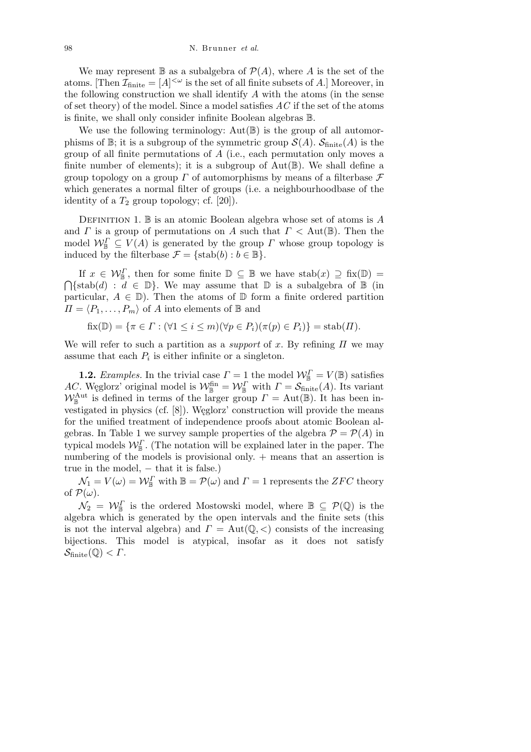We may represent $\mathbb{B}$ as a subalgebra of $\mathcal{P}(A)$, where $A$ is the set of the atoms. [Then $\mathcal{I}_{\text{finite}} = [A]^{<\omega}$ is the set of all finite subsets of $A$.] Moreover, in the following construction we shall identify $A$ with the atoms (in the sense of set theory) of the model. Since a model satisfies $AC$ if the set of the atoms is finite, we shall only consider infinite Boolean algebras $\mathbb{B}$.

We use the following terminology: $\text{Aut}(\mathbb{B})$ is the group of all automorphisms of $\mathbb{B}$; it is a subgroup of the symmetric group $\mathcal{S}(A)$. $\mathcal{S}_{\text{finite}}(A)$ is the group of all finite permutations of $A$ (i.e., each permutation only moves a finite number of elements); it is a subgroup of $\text{Aut}(\mathbb{B})$. We shall define a group topology on a group $\Gamma$ of automorphisms by means of a filterbase $\mathcal{F}$ which generates a normal filter of groups (i.e. a neighbourhoodbase of the identity of a $T_2$ group topology; cf. [20]).

Definition 1. $\mathbb{B}$ is an atomic Boolean algebra whose set of atoms is $A$ and $\Gamma$ is a group of permutations on $A$ such that $\Gamma < \text{Aut}(\mathbb{B})$. Then the model $\mathcal{W}_{\mathbb{B}}^{\Gamma} \subseteq V(A)$ is generated by the group $\Gamma$ whose group topology is induced by the filterbase $\mathcal{F} = \{\text{stab}(b) : b \in \mathbb{B}\}$.

If $x \in \mathcal{W}_{\mathbb{B}}^{\Gamma}$, then for some finite $\mathbb{D} \subseteq \mathbb{B}$ we have $\text{stab}(x) \supseteq \text{fix}(\mathbb{D}) = \bigcap\{\text{stab}(d) : d \in \mathbb{D}\}$. We may assume that $\mathbb{D}$ is a subalgebra of $\mathbb{B}$ (in particular, $A \in \mathbb{D}$). Then the atoms of $\mathbb{D}$ form a finite ordered partition $\Pi = \langle P_1, \ldots, P_m\rangle$ of $A$ into elements of $\mathbb{B}$ and

$$\text{fix}(\mathbb{D}) = \{\pi \in \Gamma : (\forall 1 \le i \le m)(\forall p \in P_i)(\pi(p) \in P_i)\} = \text{stab}(\Pi).$$

We will refer to such a partition as a *support* of $x$. By refining $\Pi$ we may assume that each $P_i$ is either infinite or a singleton.

**1.2.** *Examples.* In the trivial case $\Gamma = 1$ the model $\mathcal{W}_{\mathbb{B}}^{\Gamma} = V(\mathbb{B})$ satisfies $AC$. Węglorz' original model is $\mathcal{W}_{\mathbb{B}}^{\text{fin}} = \mathcal{W}_{\mathbb{B}}^{\Gamma}$ with $\Gamma = \mathcal{S}_{\text{finite}}(A)$. Its variant $\mathcal{W}_{\mathbb{B}}^{\text{Aut}}$ is defined in terms of the larger group $\Gamma = \text{Aut}(\mathbb{B})$. It has been investigated in physics (cf. [8]). Węglorz' construction will provide the means for the unified treatment of independence proofs about atomic Boolean algebras. In Table 1 we survey sample properties of the algebra $\mathcal{P} = \mathcal{P}(A)$ in typical models $\mathcal{W}_{\mathbb{B}}^{\Gamma}$. (The notation will be explained later in the paper. The numbering of the models is provisional only. $+$ means that an assertion is true in the model, $-$ that it is false.)

$\mathcal{N}_1 = V(\omega) = \mathcal{W}_{\mathbb{B}}^{\Gamma}$ with $\mathbb{B} = \mathcal{P}(\omega)$ and $\Gamma = 1$ represents the $ZFC$ theory of $\mathcal{P}(\omega)$.

$\mathcal{N}_2 = \mathcal{W}_{\mathbb{B}}^{\Gamma}$ is the ordered Mostowski model, where $\mathbb{B} \subseteq \mathcal{P}(\mathbb{Q})$ is the algebra which is generated by the open intervals and the finite sets (this is not the interval algebra) and $\Gamma = \text{Aut}(\mathbb{Q}, <)$ consists of the increasing bijections. This model is atypical, insofar as it does not satisfy $\mathcal{S}_{\text{finite}}(\mathbb{Q}) < \Gamma$.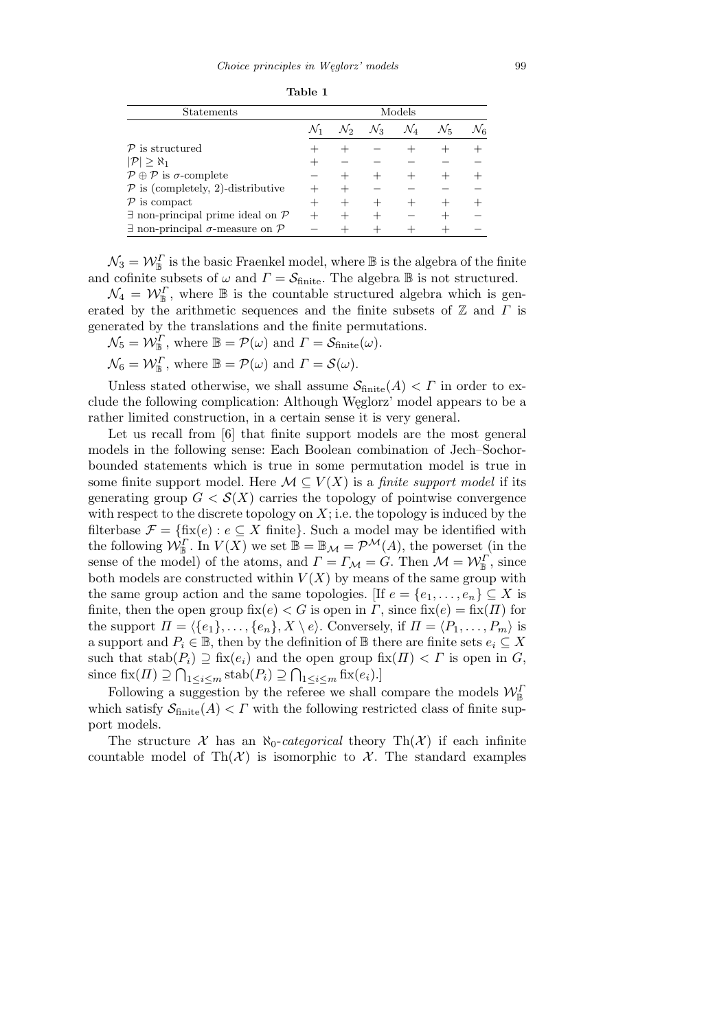**Table 1**

| Statements | Models | | | | | |
|---|---|---|---|---|---|---|
| | $\mathcal{N}_1$ | $\mathcal{N}_2$ | $\mathcal{N}_3$ | $\mathcal{N}_4$ | $\mathcal{N}_5$ | $\mathcal{N}_6$ |
| $\mathcal{P}$ is structured | $+$ | $+$ | $-$ | $+$ | $+$ | $+$ |
| $\lvert\mathcal{P}\rvert \geq \aleph_1$ | $+$ | $-$ | $-$ | $-$ | $-$ | $-$ |
| $\mathcal{P} \oplus \mathcal{P}$ is $\sigma$-complete | $-$ | $+$ | $+$ | $+$ | $+$ | $+$ |
| $\mathcal{P}$ is (completely, 2)-distributive | $+$ | $+$ | $-$ | $-$ | $-$ | $-$ |
| $\mathcal{P}$ is compact | $+$ | $+$ | $+$ | $+$ | $+$ | $+$ |
| $\exists$ non-principal prime ideal on $\mathcal{P}$ | $+$ | $+$ | $+$ | $-$ | $+$ | $-$ |
| $\exists$ non-principal $\sigma$-measure on $\mathcal{P}$ | $-$ | $+$ | $+$ | $+$ | $+$ | $-$ |

$\mathcal{N}_3 = \mathcal{W}_{\mathbb{B}}^{\Gamma}$ is the basic Fraenkel model, where $\mathbb{B}$ is the algebra of the finite and cofinite subsets of $\omega$ and $\Gamma = \mathcal{S}_{\text{finite}}$. The algebra $\mathbb{B}$ is not structured.

$\mathcal{N}_4 = \mathcal{W}_{\mathbb{B}}^{\Gamma}$, where $\mathbb{B}$ is the countable structured algebra which is generated by the arithmetic sequences and the finite subsets of $\mathbb{Z}$ and $\Gamma$ is generated by the translations and the finite permutations.

$\mathcal{N}_5 = \mathcal{W}_{\mathbb{B}}^{\Gamma}$, where $\mathbb{B} = \mathcal{P}(\omega)$ and $\Gamma = \mathcal{S}_{\text{finite}}(\omega)$.

$\mathcal{N}_6 = \mathcal{W}_{\mathbb{B}}^{\Gamma}$, where $\mathbb{B} = \mathcal{P}(\omega)$ and $\Gamma = \mathcal{S}(\omega)$.

Unless stated otherwise, we shall assume $\mathcal{S}_{\text{finite}}(A) < \Gamma$ in order to exclude the following complication: Although Węglorz' model appears to be a rather limited construction, in a certain sense it is very general.

Let us recall from [6] that finite support models are the most general models in the following sense: Each Boolean combination of Jech–Sochor-bounded statements which is true in some permutation model is true in some finite support model. Here $\mathcal{M} \subseteq V(X)$ is a *finite support model* if its generating group $G < \mathcal{S}(X)$ carries the topology of pointwise convergence with respect to the discrete topology on $X$; i.e. the topology is induced by the filterbase $\mathcal{F} = \{\text{fix}(e) : e \subseteq X \text{ finite}\}$. Such a model may be identified with the following $\mathcal{W}_{\mathbb{B}}^{\Gamma}$. In $V(X)$ we set $\mathbb{B} = \mathbb{B}_{\mathcal{M}} = \mathcal{P}^{\mathcal{M}}(A)$, the powerset (in the sense of the model) of the atoms, and $\Gamma = \Gamma_{\mathcal{M}} = G$. Then $\mathcal{M} = \mathcal{W}_{\mathbb{B}}^{\Gamma}$, since both models are constructed within $V(X)$ by means of the same group with the same group action and the same topologies. [If $e = \{e_1, \ldots, e_n\} \subseteq X$ is finite, then the open group $\text{fix}(e) < G$ is open in $\Gamma$, since $\text{fix}(e) = \text{fix}(\Pi)$ for the support $\Pi = \langle \{e_1\}, \ldots, \{e_n\}, X \setminus e \rangle$. Conversely, if $\Pi = \langle P_1, \ldots, P_m \rangle$ is a support and $P_i \in \mathbb{B}$, then by the definition of $\mathbb{B}$ there are finite sets $e_i \subseteq X$ such that $\text{stab}(P_i) \supseteq \text{fix}(e_i)$ and the open group $\text{fix}(\Pi) < \Gamma$ is open in $G$, since $\text{fix}(\Pi) \supseteq \bigcap_{1 \leq i \leq m} \text{stab}(P_i) \supseteq \bigcap_{1 \leq i \leq m} \text{fix}(e_i)$.]

Following a suggestion by the referee we shall compare the models $\mathcal{W}_{\mathbb{B}}^{\Gamma}$ which satisfy $\mathcal{S}_{\text{finite}}(A) < \Gamma$ with the following restricted class of finite support models.

The structure $\mathcal{X}$ has an $\aleph_0$-*categorical* theory $\text{Th}(\mathcal{X})$ if each infinite countable model of $\text{Th}(\mathcal{X})$ is isomorphic to $\mathcal{X}$. The standard examples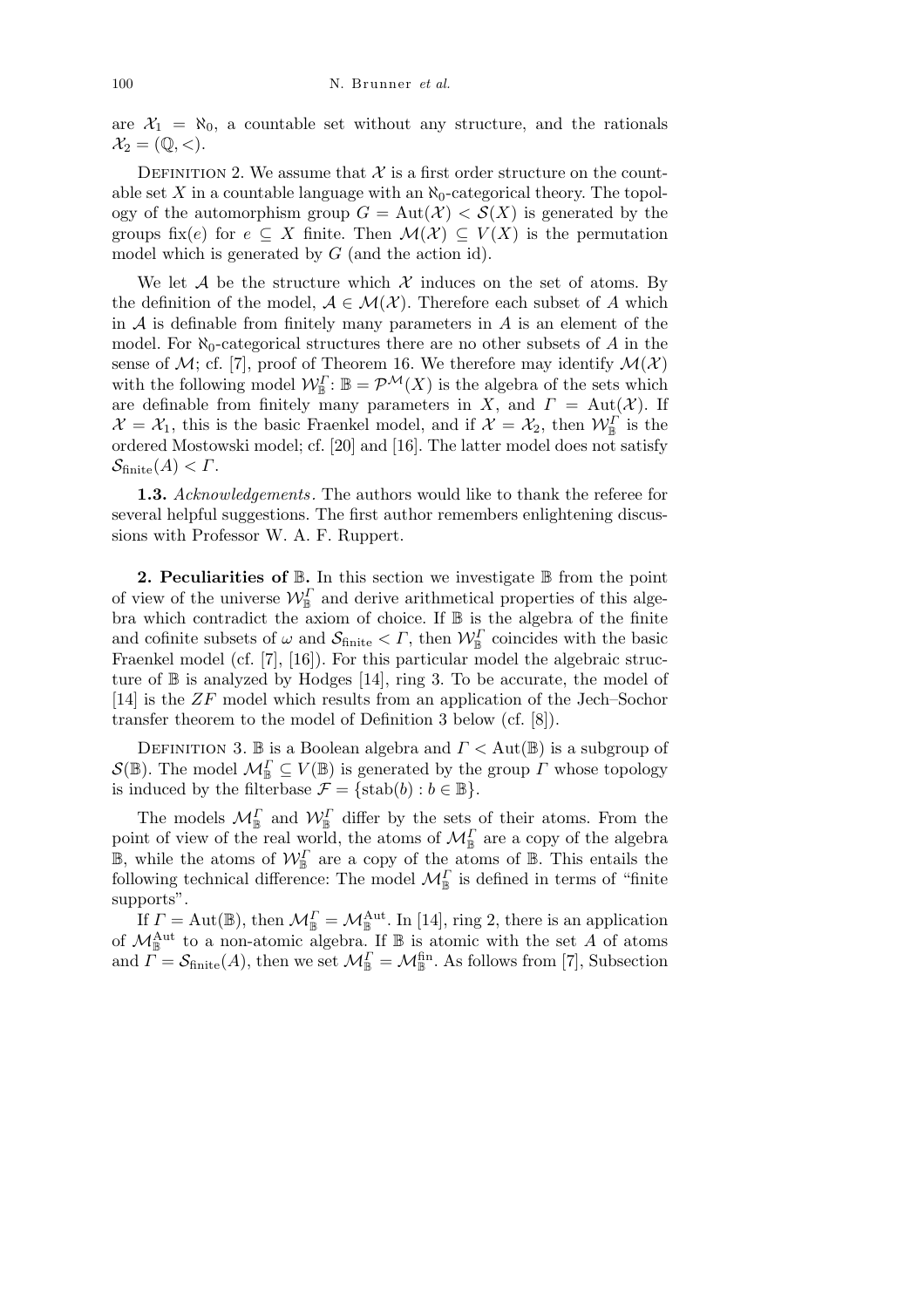are $\mathcal{X}_1 = \aleph_0$, a countable set without any structure, and the rationals $\mathcal{X}_2 = (\mathbb{Q}, <)$.

Definition 2. We assume that $\mathcal{X}$ is a first order structure on the countable set $X$ in a countable language with an $\aleph_0$-categorical theory. The topology of the automorphism group $G = \mathrm{Aut}(\mathcal{X}) < \mathcal{S}(X)$ is generated by the groups $\mathrm{fix}(e)$ for $e \subseteq X$ finite. Then $\mathcal{M}(\mathcal{X}) \subseteq V(X)$ is the permutation model which is generated by $G$ (and the action id).

We let $\mathcal{A}$ be the structure which $\mathcal{X}$ induces on the set of atoms. By the definition of the model, $\mathcal{A} \in \mathcal{M}(\mathcal{X})$. Therefore each subset of $A$ which in $\mathcal{A}$ is definable from finitely many parameters in $A$ is an element of the model. For $\aleph_0$-categorical structures there are no other subsets of $A$ in the sense of $\mathcal{M}$; cf. [7], proof of Theorem 16. We therefore may identify $\mathcal{M}(\mathcal{X})$ with the following model $\mathcal{W}_{\mathbb{B}}^{\Gamma}$: $\mathbb{B} = \mathcal{P}^{\mathcal{M}}(X)$ is the algebra of the sets which are definable from finitely many parameters in $X$, and $\Gamma = \mathrm{Aut}(\mathcal{X})$. If $\mathcal{X} = \mathcal{X}_1$, this is the basic Fraenkel model, and if $\mathcal{X} = \mathcal{X}_2$, then $\mathcal{W}_{\mathbb{B}}^{\Gamma}$ is the ordered Mostowski model; cf. [20] and [16]. The latter model does not satisfy $\mathcal{S}_{\mathrm{finite}}(A) < \Gamma$.

**1.3.** *Acknowledgements*. The authors would like to thank the referee for several helpful suggestions. The first author remembers enlightening discussions with Professor W. A. F. Ruppert.

## 2. Peculiarities of $\mathbb{B}$.

In this section we investigate $\mathbb{B}$ from the point of view of the universe $\mathcal{W}_{\mathbb{B}}^{\Gamma}$ and derive arithmetical properties of this algebra which contradict the axiom of choice. If $\mathbb{B}$ is the algebra of the finite and cofinite subsets of $\omega$ and $\mathcal{S}_{\mathrm{finite}} < \Gamma$, then $\mathcal{W}_{\mathbb{B}}^{\Gamma}$ coincides with the basic Fraenkel model (cf. [7], [16]). For this particular model the algebraic structure of $\mathbb{B}$ is analyzed by Hodges [14], ring 3. To be accurate, the model of [14] is the $ZF$ model which results from an application of the Jech–Sochor transfer theorem to the model of Definition 3 below (cf. [8]).

Definition 3. $\mathbb{B}$ is a Boolean algebra and $\Gamma < \mathrm{Aut}(\mathbb{B})$ is a subgroup of $\mathcal{S}(\mathbb{B})$. The model $\mathcal{M}_{\mathbb{B}}^{\Gamma} \subseteq V(\mathbb{B})$ is generated by the group $\Gamma$ whose topology is induced by the filterbase $\mathcal{F} = \{\mathrm{stab}(b) : b \in \mathbb{B}\}$.

The models $\mathcal{M}_{\mathbb{B}}^{\Gamma}$ and $\mathcal{W}_{\mathbb{B}}^{\Gamma}$ differ by the sets of their atoms. From the point of view of the real world, the atoms of $\mathcal{M}_{\mathbb{B}}^{\Gamma}$ are a copy of the algebra $\mathbb{B}$, while the atoms of $\mathcal{W}_{\mathbb{B}}^{\Gamma}$ are a copy of the atoms of $\mathbb{B}$. This entails the following technical difference: The model $\mathcal{M}_{\mathbb{B}}^{\Gamma}$ is defined in terms of "finite supports".

If $\Gamma = \mathrm{Aut}(\mathbb{B})$, then $\mathcal{M}_{\mathbb{B}}^{\Gamma} = \mathcal{M}_{\mathbb{B}}^{\mathrm{Aut}}$. In [14], ring 2, there is an application of $\mathcal{M}_{\mathbb{B}}^{\mathrm{Aut}}$ to a non-atomic algebra. If $\mathbb{B}$ is atomic with the set $A$ of atoms and $\Gamma = \mathcal{S}_{\mathrm{finite}}(A)$, then we set $\mathcal{M}_{\mathbb{B}}^{\Gamma} = \mathcal{M}_{\mathbb{B}}^{\mathrm{fin}}$. As follows from [7], Subsection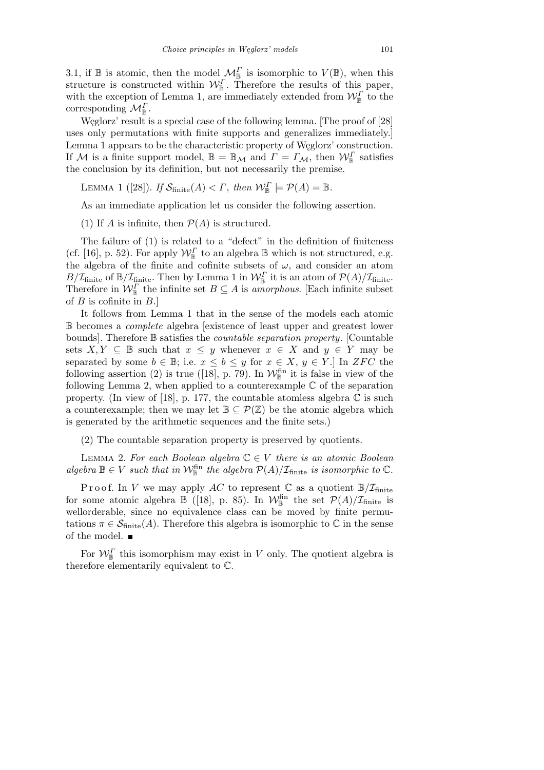3.1, if $\mathbb{B}$ is atomic, then the model $\mathcal{M}^{\Gamma}_{\mathbb{B}}$ is isomorphic to $V(\mathbb{B})$, when this structure is constructed within $\mathcal{W}^{\Gamma}_{\mathbb{B}}$. Therefore the results of this paper, with the exception of Lemma 1, are immediately extended from $\mathcal{W}^{\Gamma}_{\mathbb{B}}$ to the corresponding $\mathcal{M}^{\Gamma}_{\mathbb{B}}$.

Węglorz' result is a special case of the following lemma. [The proof of [28] uses only permutations with finite supports and generalizes immediately.] Lemma 1 appears to be the characteristic property of Węglorz' construction. If $\mathcal{M}$ is a finite support model, $\mathbb{B} = \mathbb{B}_{\mathcal{M}}$ and $\Gamma = \Gamma_{\mathcal{M}}$, then $\mathcal{W}^{\Gamma}_{\mathbb{B}}$ satisfies the conclusion by its definition, but not necessarily the premise.

Lemma 1 ([28]). *If* $\mathcal{S}_{\text{finite}}(A) < \Gamma$, *then* $\mathcal{W}^{\Gamma}_{\mathbb{B}} \models \mathcal{P}(A) = \mathbb{B}$.

As an immediate application let us consider the following assertion.

(1) If $A$ is infinite, then $\mathcal{P}(A)$ is structured.

The failure of (1) is related to a "defect" in the definition of finiteness (cf. [16], p. 52). For apply $\mathcal{W}^{\Gamma}_{\mathbb{B}}$ to an algebra $\mathbb{B}$ which is not structured, e.g. the algebra of the finite and cofinite subsets of $\omega$, and consider an atom $B/\mathcal{I}_{\text{finite}}$ of $\mathbb{B}/\mathcal{I}_{\text{finite}}$. Then by Lemma 1 in $\mathcal{W}^{\Gamma}_{\mathbb{B}}$ it is an atom of $\mathcal{P}(A)/\mathcal{I}_{\text{finite}}$. Therefore in $\mathcal{W}^{\Gamma}_{\mathbb{B}}$ the infinite set $B \subseteq A$ is *amorphous*. [Each infinite subset of $B$ is cofinite in $B$.]

It follows from Lemma 1 that in the sense of the models each atomic $\mathbb{B}$ becomes a *complete* algebra [existence of least upper and greatest lower bounds]. Therefore $\mathbb{B}$ satisfies the *countable separation property*. [Countable sets $X, Y \subseteq \mathbb{B}$ such that $x \leq y$ whenever $x \in X$ and $y \in Y$ may be separated by some $b \in \mathbb{B}$; i.e. $x \leq b \leq y$ for $x \in X$, $y \in Y$.] In $ZFC$ the following assertion (2) is true ([18], p. 79). In $\mathcal{W}^{\text{fin}}_{\mathbb{B}}$ it is false in view of the following Lemma 2, when applied to a counterexample $\mathbb{C}$ of the separation property. (In view of [18], p. 177, the countable atomless algebra $\mathbb{C}$ is such a counterexample; then we may let $\mathbb{B} \subseteq \mathcal{P}(\mathbb{Z})$ be the atomic algebra which is generated by the arithmetic sequences and the finite sets.)

(2) The countable separation property is preserved by quotients.

Lemma 2. *For each Boolean algebra* $\mathbb{C} \in V$ *there is an atomic Boolean algebra* $\mathbb{B} \in V$ *such that in* $\mathcal{W}^{\text{fin}}_{\mathbb{B}}$ *the algebra* $\mathcal{P}(A)/\mathcal{I}_{\text{finite}}$ *is isomorphic to* $\mathbb{C}$.

Proof. In $V$ we may apply $AC$ to represent $\mathbb{C}$ as a quotient $\mathbb{B}/\mathcal{I}_{\text{finite}}$ for some atomic algebra $\mathbb{B}$ ([18], p. 85). In $\mathcal{W}^{\text{fin}}_{\mathbb{B}}$ the set $\mathcal{P}(A)/\mathcal{I}_{\text{finite}}$ is wellorderable, since no equivalence class can be moved by finite permutations $\pi \in \mathcal{S}_{\text{finite}}(A)$. Therefore this algebra is isomorphic to $\mathbb{C}$ in the sense of the model. ∎

For $\mathcal{W}^{\Gamma}_{\mathbb{B}}$ this isomorphism may exist in $V$ only. The quotient algebra is therefore elementarily equivalent to $\mathbb{C}$.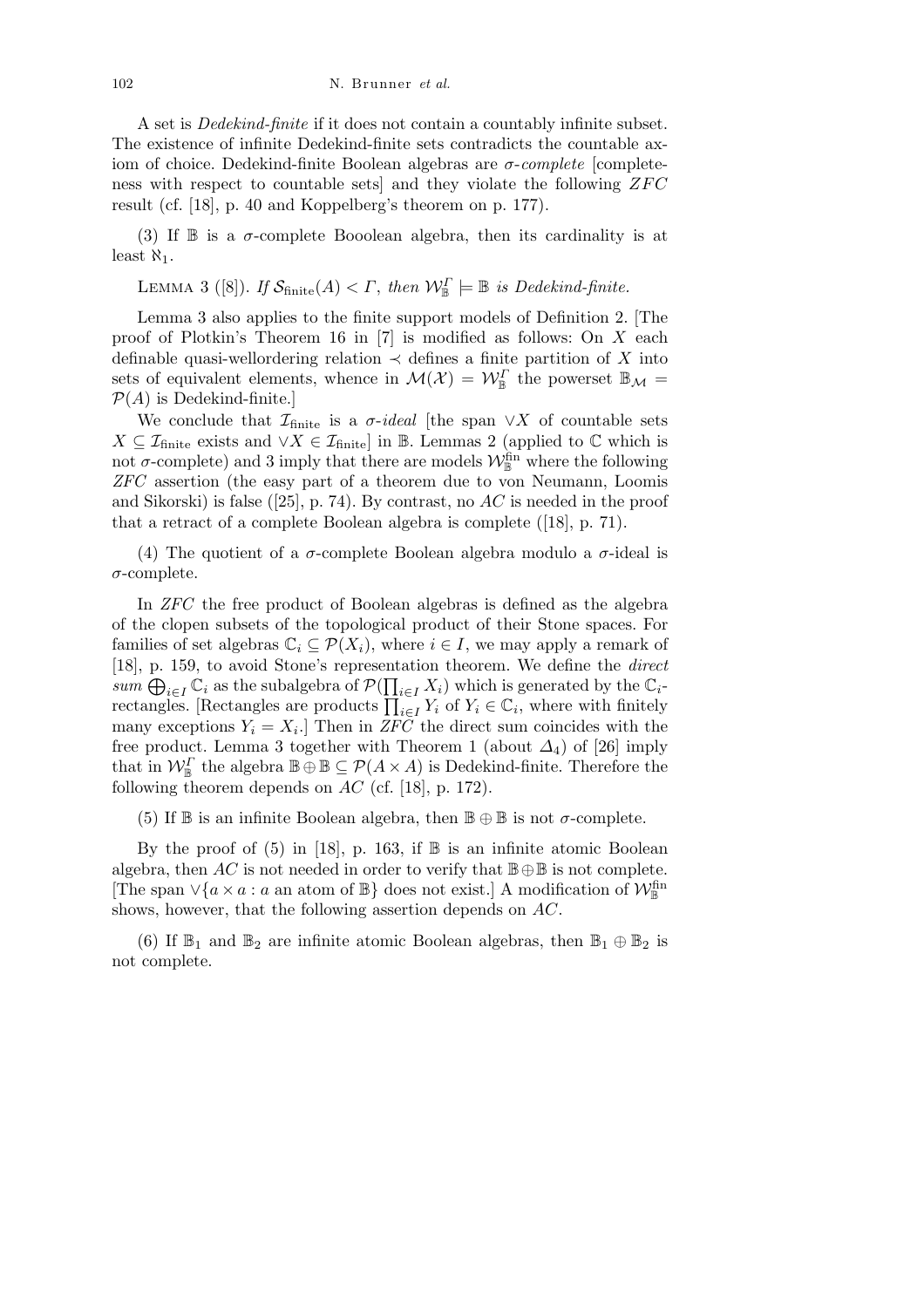A set is *Dedekind-finite* if it does not contain a countably infinite subset. The existence of infinite Dedekind-finite sets contradicts the countable axiom of choice. Dedekind-finite Boolean algebras are *σ-complete* [completeness with respect to countable sets] and they violate the following *ZFC* result (cf. [18], p. 40 and Koppelberg's theorem on p. 177).

(3) If $\mathbb{B}$ is a $\sigma$-complete Booolean algebra, then its cardinality is at least $\aleph_1$.

Lemma 3 ([8]). *If $\mathcal{S}_{\text{finite}}(A) < \Gamma$, then $\mathcal{W}_{\mathbb{B}}^{\Gamma} \models \mathbb{B}$ is Dedekind-finite.*

Lemma 3 also applies to the finite support models of Definition 2. [The proof of Plotkin's Theorem 16 in [7] is modified as follows: On $X$ each definable quasi-wellordering relation $\prec$ defines a finite partition of $X$ into sets of equivalent elements, whence in $\mathcal{M}(\mathcal{X}) = \mathcal{W}_{\mathbb{B}}^{\Gamma}$ the powerset $\mathbb{B}_{\mathcal{M}} = \mathcal{P}(A)$ is Dedekind-finite.]

We conclude that $\mathcal{I}_{\text{finite}}$ is a *σ-ideal* [the span $\vee X$ of countable sets $X \subseteq \mathcal{I}_{\text{finite}}$ exists and $\vee X \in \mathcal{I}_{\text{finite}}$] in $\mathbb{B}$. Lemmas 2 (applied to $\mathbb{C}$ which is not $\sigma$-complete) and 3 imply that there are models $\mathcal{W}_{\mathbb{B}}^{\text{fin}}$ where the following *ZFC* assertion (the easy part of a theorem due to von Neumann, Loomis and Sikorski) is false ([25], p. 74). By contrast, no *AC* is needed in the proof that a retract of a complete Boolean algebra is complete ([18], p. 71).

(4) The quotient of a $\sigma$-complete Boolean algebra modulo a $\sigma$-ideal is $\sigma$-complete.

In *ZFC* the free product of Boolean algebras is defined as the algebra of the clopen subsets of the topological product of their Stone spaces. For families of set algebras $\mathbb{C}_i \subseteq \mathcal{P}(X_i)$, where $i \in I$, we may apply a remark of [18], p. 159, to avoid Stone's representation theorem. We define the *direct sum* $\bigoplus_{i\in I} \mathbb{C}_i$ as the subalgebra of $\mathcal{P}(\prod_{i\in I} X_i)$ which is generated by the $\mathbb{C}_i$-rectangles. [Rectangles are products $\prod_{i\in I} Y_i$ of $Y_i \in \mathbb{C}_i$, where with finitely many exceptions $Y_i = X_i$.] Then in *ZFC* the direct sum coincides with the free product. Lemma 3 together with Theorem 1 (about $\Delta_4$) of [26] imply that in $\mathcal{W}_{\mathbb{B}}^{\Gamma}$ the algebra $\mathbb{B} \oplus \mathbb{B} \subseteq \mathcal{P}(A \times A)$ is Dedekind-finite. Therefore the following theorem depends on *AC* (cf. [18], p. 172).

(5) If $\mathbb{B}$ is an infinite Boolean algebra, then $\mathbb{B} \oplus \mathbb{B}$ is not $\sigma$-complete.

By the proof of (5) in [18], p. 163, if $\mathbb{B}$ is an infinite atomic Boolean algebra, then *AC* is not needed in order to verify that $\mathbb{B} \oplus \mathbb{B}$ is not complete. [The span $\vee\{a \times a : a \text{ an atom of } \mathbb{B}\}$ does not exist.] A modification of $\mathcal{W}_{\mathbb{B}}^{\text{fin}}$ shows, however, that the following assertion depends on *AC*.

(6) If $\mathbb{B}_1$ and $\mathbb{B}_2$ are infinite atomic Boolean algebras, then $\mathbb{B}_1 \oplus \mathbb{B}_2$ is not complete.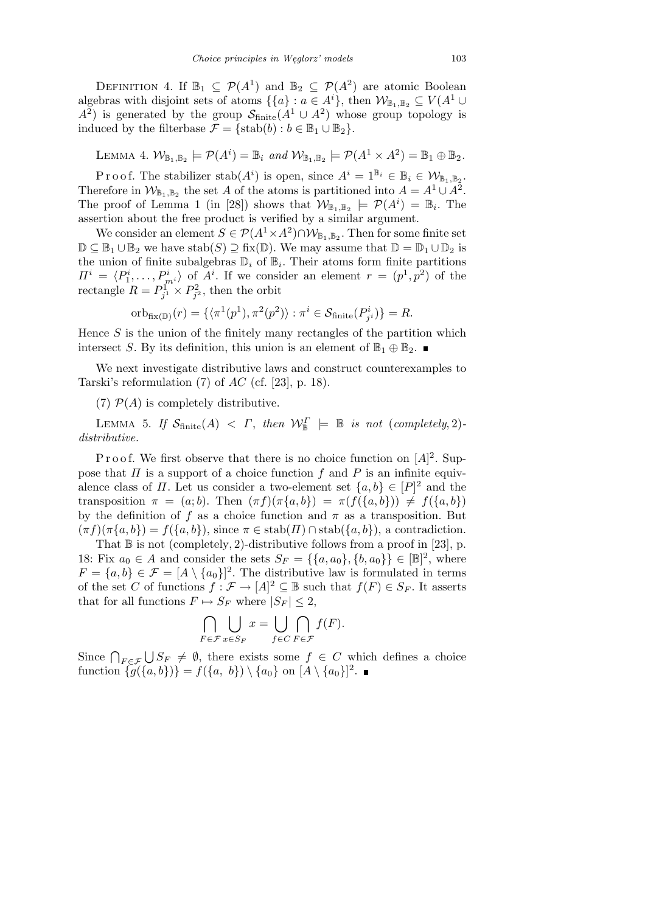Definition 4. If $\mathbb{B}_1 \subseteq \mathcal{P}(A^1)$ and $\mathbb{B}_2 \subseteq \mathcal{P}(A^2)$ are atomic Boolean algebras with disjoint sets of atoms $\{\{a\} : a \in A^i\}$, then $\mathcal{W}_{\mathbb{B}_1,\mathbb{B}_2} \subseteq V(A^1 \cup A^2)$ is generated by the group $\mathcal{S}_{\mathrm{finite}}(A^1 \cup A^2)$ whose group topology is induced by the filterbase $\mathcal{F} = \{\mathrm{stab}(b) : b \in \mathbb{B}_1 \cup \mathbb{B}_2\}$.

Lemma 4. *$\mathcal{W}_{\mathbb{B}_1,\mathbb{B}_2} \models \mathcal{P}(A^i) = \mathbb{B}_i$ and $\mathcal{W}_{\mathbb{B}_1,\mathbb{B}_2} \models \mathcal{P}(A^1 \times A^2) = \mathbb{B}_1 \oplus \mathbb{B}_2$.*

Proof. The stabilizer $\mathrm{stab}(A^i)$ is open, since $A^i = 1^{\mathbb{B}_i} \in \mathbb{B}_i \in \mathcal{W}_{\mathbb{B}_1,\mathbb{B}_2}$. Therefore in $\mathcal{W}_{\mathbb{B}_1,\mathbb{B}_2}$ the set $A$ of the atoms is partitioned into $A = A^1 \cup A^2$. The proof of Lemma 1 (in [28]) shows that $\mathcal{W}_{\mathbb{B}_1,\mathbb{B}_2} \models \mathcal{P}(A^i) = \mathbb{B}_i$. The assertion about the free product is verified by a similar argument.

We consider an element $S \in \mathcal{P}(A^1 \times A^2) \cap \mathcal{W}_{\mathbb{B}_1,\mathbb{B}_2}$. Then for some finite set $\mathbb{D} \subseteq \mathbb{B}_1 \cup \mathbb{B}_2$ we have $\mathrm{stab}(S) \supseteq \mathrm{fix}(\mathbb{D})$. We may assume that $\mathbb{D} = \mathbb{D}_1 \cup \mathbb{D}_2$ is the union of finite subalgebras $\mathbb{D}_i$ of $\mathbb{B}_i$. Their atoms form finite partitions $\Pi^i = \langle P^i_1, \ldots, P^i_{m^i} \rangle$ of $A^i$. If we consider an element $r = (p^1, p^2)$ of the rectangle $R = P^1_{j^1} \times P^2_{j^2}$, then the orbit

$$\mathrm{orb}_{\mathrm{fix}(\mathbb{D})}(r) = \{\langle \pi^1(p^1), \pi^2(p^2) \rangle : \pi^i \in \mathcal{S}_{\mathrm{finite}}(P^i_{j^i})\} = R.$$

Hence $S$ is the union of the finitely many rectangles of the partition which intersect $S$. By its definition, this union is an element of $\mathbb{B}_1 \oplus \mathbb{B}_2$. ∎

We next investigate distributive laws and construct counterexamples to Tarski's reformulation (7) of $AC$ (cf. [23], p. 18).

(7) $\mathcal{P}(A)$ is completely distributive.

Lemma 5. *If $\mathcal{S}_{\mathrm{finite}}(A) < \Gamma$, then $\mathcal{W}^{\Gamma}_{\mathbb{B}} \models \mathbb{B}$ is not (completely, 2)-distributive.*

Proof. We first observe that there is no choice function on $[A]^2$. Suppose that $\Pi$ is a support of a choice function $f$ and $P$ is an infinite equivalence class of $\Pi$. Let us consider a two-element set $\{a, b\} \in [P]^2$ and the transposition $\pi = (a; b)$. Then $(\pi f)(\pi\{a, b\}) = \pi(f(\{a, b\})) \neq f(\{a, b\})$ by the definition of $f$ as a choice function and $\pi$ as a transposition. But $(\pi f)(\pi\{a, b\}) = f(\{a, b\})$, since $\pi \in \mathrm{stab}(\Pi) \cap \mathrm{stab}(\{a, b\})$, a contradiction.

That $\mathbb{B}$ is not (completely, 2)-distributive follows from a proof in [23], p. 18: Fix $a_0 \in A$ and consider the sets $S_F = \{\{a, a_0\}, \{b, a_0\}\} \in [\mathbb{B}]^2$, where $F = \{a, b\} \in \mathcal{F} = [A \setminus \{a_0\}]^2$. The distributive law is formulated in terms of the set $C$ of functions $f : \mathcal{F} \to [A]^2 \subseteq \mathbb{B}$ such that $f(F) \in S_F$. It asserts that for all functions $F \mapsto S_F$ where $|S_F| \leq 2$,

$$\bigcap_{F \in \mathcal{F}} \bigcup_{x \in S_F} x = \bigcup_{f \in C} \bigcap_{F \in \mathcal{F}} f(F).$$

Since $\bigcap_{F \in \mathcal{F}} \bigcup S_F \neq \emptyset$, there exists some $f \in C$ which defines a choice function $\{g(\{a, b\})\} = f(\{a,\ b\}) \setminus \{a_0\}$ on $[A \setminus \{a_0\}]^2$. ∎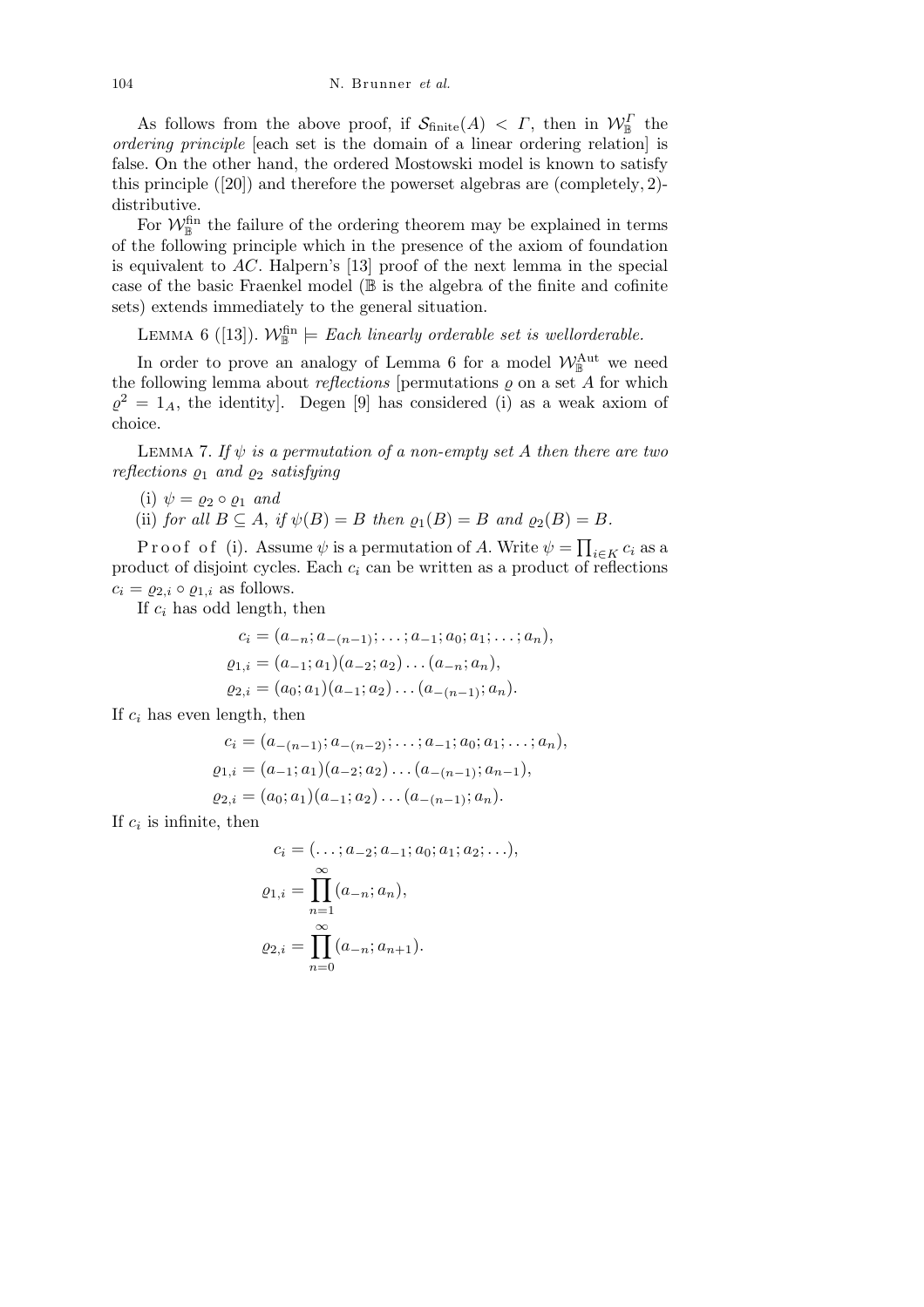As follows from the above proof, if $\mathcal{S}_{\text{finite}}(A) < \Gamma$, then in $\mathcal{W}_{\mathbb{B}}^{\Gamma}$ the *ordering principle* [each set is the domain of a linear ordering relation] is false. On the other hand, the ordered Mostowski model is known to satisfy this principle ([20]) and therefore the powerset algebras are (completely, 2)-distributive.

For $\mathcal{W}_{\mathbb{B}}^{\text{fin}}$ the failure of the ordering theorem may be explained in terms of the following principle which in the presence of the axiom of foundation is equivalent to $AC$. Halpern's [13] proof of the next lemma in the special case of the basic Fraenkel model ($\mathbb{B}$ is the algebra of the finite and cofinite sets) extends immediately to the general situation.

LEMMA 6 ([13]). $\mathcal{W}_{\mathbb{B}}^{\text{fin}} \models$ *Each linearly orderable set is wellorderable.*

In order to prove an analogy of Lemma 6 for a model $\mathcal{W}_{\mathbb{B}}^{\text{Aut}}$ we need the following lemma about *reflections* [permutations $\varrho$ on a set $A$ for which $\varrho^2 = 1_A$, the identity]. Degen [9] has considered (i) as a weak axiom of choice.

LEMMA 7. *If $\psi$ is a permutation of a non-empty set $A$ then there are two reflections $\varrho_1$ and $\varrho_2$ satisfying*

(i) $\psi = \varrho_2 \circ \varrho_1$ *and*

(ii) *for all $B \subseteq A$, if $\psi(B) = B$ then $\varrho_1(B) = B$ and $\varrho_2(B) = B$.*

Proof of (i). Assume $\psi$ is a permutation of $A$. Write $\psi = \prod_{i\in K} c_i$ as a product of disjoint cycles. Each $c_i$ can be written as a product of reflections $c_i = \varrho_{2,i} \circ \varrho_{1,i}$ as follows.

If $c_i$ has odd length, then

$$c_i = (a_{-n}; a_{-(n-1)}; \ldots; a_{-1}; a_0; a_1; \ldots; a_n),$$
$$\varrho_{1,i} = (a_{-1}; a_1)(a_{-2}; a_2) \ldots (a_{-n}; a_n),$$
$$\varrho_{2,i} = (a_0; a_1)(a_{-1}; a_2) \ldots (a_{-(n-1)}; a_n).$$

If $c_i$ has even length, then

$$c_i = (a_{-(n-1)}; a_{-(n-2)}; \ldots; a_{-1}; a_0; a_1; \ldots; a_n),$$
$$\varrho_{1,i} = (a_{-1}; a_1)(a_{-2}; a_2) \ldots (a_{-(n-1)}; a_{n-1}),$$
$$\varrho_{2,i} = (a_0; a_1)(a_{-1}; a_2) \ldots (a_{-(n-1)}; a_n).$$

If $c_i$ is infinite, then

$$c_i = (\ldots; a_{-2}; a_{-1}; a_0; a_1; a_2; \ldots),$$
$$\varrho_{1,i} = \prod_{n=1}^{\infty} (a_{-n}; a_n),$$
$$\varrho_{2,i} = \prod_{n=0}^{\infty} (a_{-n}; a_{n+1}).$$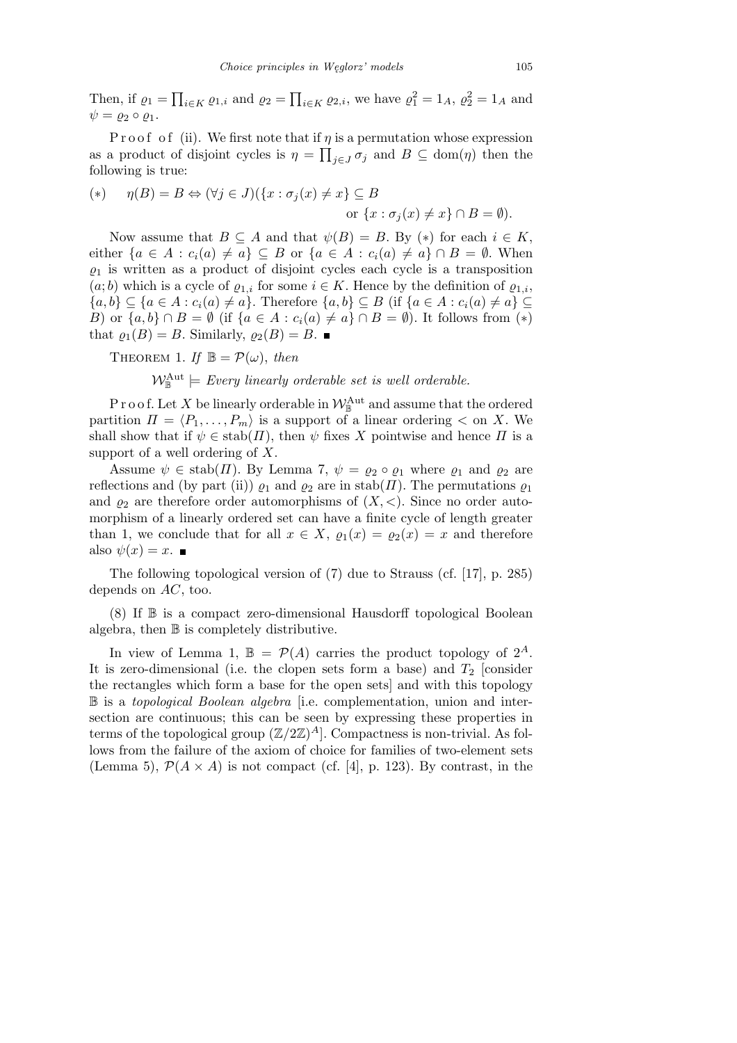Then, if $\varrho_1 = \prod_{i \in K} \varrho_{1,i}$ and $\varrho_2 = \prod_{i \in K} \varrho_{2,i}$, we have $\varrho_1^2 = 1_A$, $\varrho_2^2 = 1_A$ and $\psi = \varrho_2 \circ \varrho_1$.

Proof of (ii). We first note that if $\eta$ is a permutation whose expression as a product of disjoint cycles is $\eta = \prod_{j \in J} \sigma_j$ and $B \subseteq \mathrm{dom}(\eta)$ then the following is true:

$$(*) \quad \eta(B) = B \Leftrightarrow (\forall j \in J)(\{x : \sigma_j(x) \neq x\} \subseteq B \text{ or } \{x : \sigma_j(x) \neq x\} \cap B = \emptyset).$$

Now assume that $B \subseteq A$ and that $\psi(B) = B$. By $(*)$ for each $i \in K$, either $\{a \in A : c_i(a) \neq a\} \subseteq B$ or $\{a \in A : c_i(a) \neq a\} \cap B = \emptyset$. When $\varrho_1$ is written as a product of disjoint cycles each cycle is a transposition $(a; b)$ which is a cycle of $\varrho_{1,i}$ for some $i \in K$. Hence by the definition of $\varrho_{1,i}$, $\{a, b\} \subseteq \{a \in A : c_i(a) \neq a\}$. Therefore $\{a, b\} \subseteq B$ (if $\{a \in A : c_i(a) \neq a\} \subseteq B$) or $\{a, b\} \cap B = \emptyset$ (if $\{a \in A : c_i(a) \neq a\} \cap B = \emptyset$). It follows from $(*)$ that $\varrho_1(B) = B$. Similarly, $\varrho_2(B) = B$. ∎

THEOREM 1. *If* $\mathbb{B} = \mathcal{P}(\omega)$, *then*

$$\mathcal{W}_{\mathbb{B}}^{\mathrm{Aut}} \models \textit{Every linearly orderable set is well orderable.}$$

Proof. Let $X$ be linearly orderable in $\mathcal{W}_{\mathbb{B}}^{\mathrm{Aut}}$ and assume that the ordered partition $\Pi = \langle P_1, \ldots, P_m \rangle$ is a support of a linear ordering $<$ on $X$. We shall show that if $\psi \in \mathrm{stab}(\Pi)$, then $\psi$ fixes $X$ pointwise and hence $\Pi$ is a support of a well ordering of $X$.

Assume $\psi \in \mathrm{stab}(\Pi)$. By Lemma 7, $\psi = \varrho_2 \circ \varrho_1$ where $\varrho_1$ and $\varrho_2$ are reflections and (by part (ii)) $\varrho_1$ and $\varrho_2$ are in $\mathrm{stab}(\Pi)$. The permutations $\varrho_1$ and $\varrho_2$ are therefore order automorphisms of $(X, <)$. Since no order automorphism of a linearly ordered set can have a finite cycle of length greater than 1, we conclude that for all $x \in X$, $\varrho_1(x) = \varrho_2(x) = x$ and therefore also $\psi(x) = x$. ∎

The following topological version of (7) due to Strauss (cf. [17], p. 285) depends on $AC$, too.

(8) If $\mathbb{B}$ is a compact zero-dimensional Hausdorff topological Boolean algebra, then $\mathbb{B}$ is completely distributive.

In view of Lemma 1, $\mathbb{B} = \mathcal{P}(A)$ carries the product topology of $2^A$. It is zero-dimensional (i.e. the clopen sets form a base) and $T_2$ [consider the rectangles which form a base for the open sets] and with this topology $\mathbb{B}$ is a *topological Boolean algebra* [i.e. complementation, union and intersection are continuous; this can be seen by expressing these properties in terms of the topological group $(\mathbb{Z}/2\mathbb{Z})^A$]. Compactness is non-trivial. As follows from the failure of the axiom of choice for families of two-element sets (Lemma 5), $\mathcal{P}(A \times A)$ is not compact (cf. [4], p. 123). By contrast, in the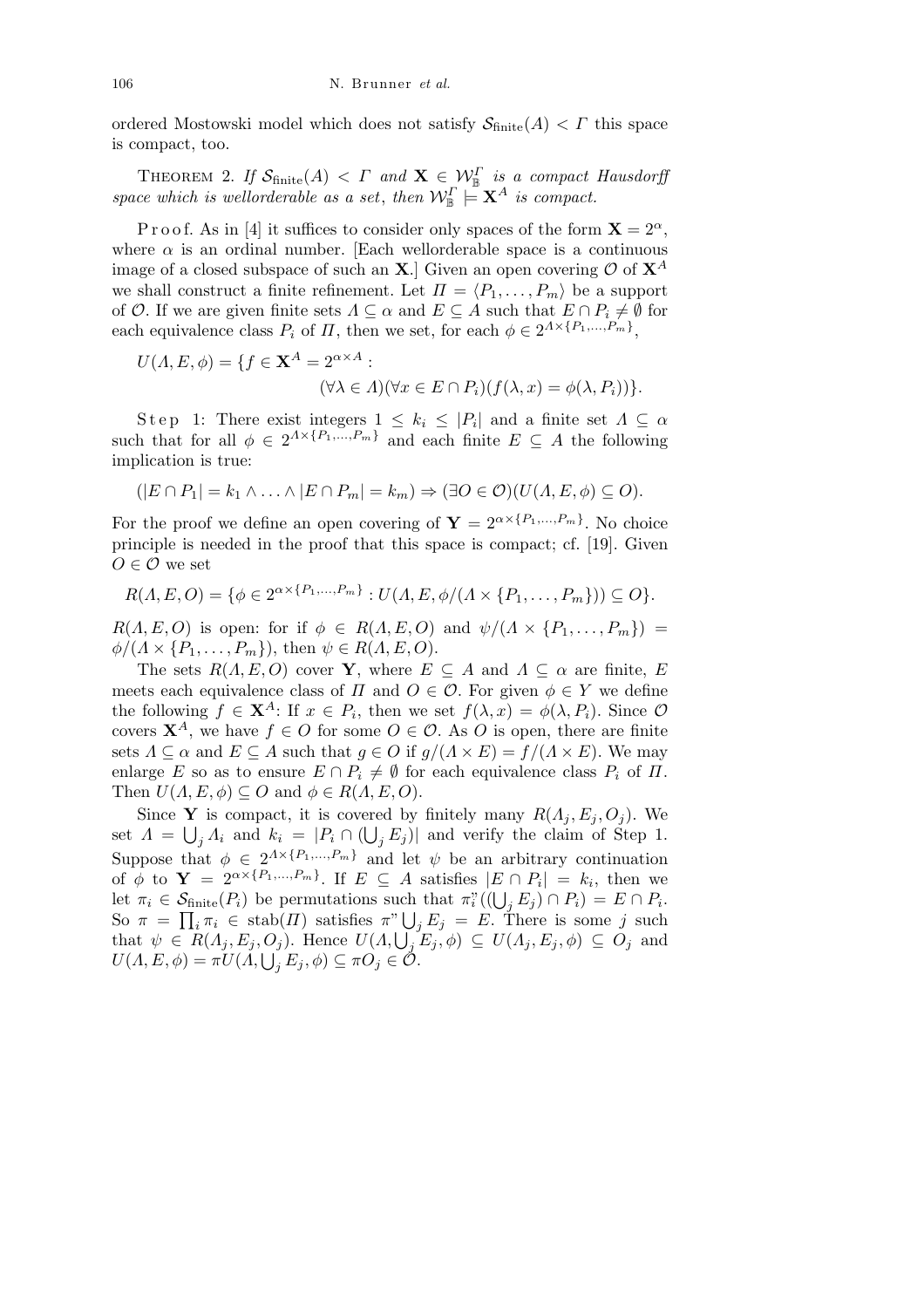ordered Mostowski model which does not satisfy $\mathcal{S}_{\text{finite}}(A) < \Gamma$ this space is compact, too.

THEOREM 2. *If $\mathcal{S}_{\text{finite}}(A) < \Gamma$ and $\mathbf{X} \in \mathcal{W}_{\mathbb{B}}^{\Gamma}$ is a compact Hausdorff space which is wellorderable as a set, then $\mathcal{W}_{\mathbb{B}}^{\Gamma} \models \mathbf{X}^A$ is compact.*

Proof. As in [4] it suffices to consider only spaces of the form $\mathbf{X} = 2^{\alpha}$, where $\alpha$ is an ordinal number. [Each wellorderable space is a continuous image of a closed subspace of such an $\mathbf{X}$.] Given an open covering $\mathcal{O}$ of $\mathbf{X}^A$ we shall construct a finite refinement. Let $\Pi = \langle P_1, \ldots, P_m \rangle$ be a support of $\mathcal{O}$. If we are given finite sets $\Lambda \subseteq \alpha$ and $E \subseteq A$ such that $E \cap P_i \neq \emptyset$ for each equivalence class $P_i$ of $\Pi$, then we set, for each $\phi \in 2^{\Lambda \times \{P_1, \ldots, P_m\}}$,

$$U(\Lambda, E, \phi) = \{f \in \mathbf{X}^A = 2^{\alpha \times A} : (\forall \lambda \in \Lambda)(\forall x \in E \cap P_i)(f(\lambda, x) = \phi(\lambda, P_i))\}.$$

Step 1: There exist integers $1 \leq k_i \leq |P_i|$ and a finite set $\Lambda \subseteq \alpha$ such that for all $\phi \in 2^{\Lambda \times \{P_1, \ldots, P_m\}}$ and each finite $E \subseteq A$ the following implication is true:

$$(|E \cap P_1| = k_1 \wedge \ldots \wedge |E \cap P_m| = k_m) \Rightarrow (\exists O \in \mathcal{O})(U(\Lambda, E, \phi) \subseteq O).$$

For the proof we define an open covering of $\mathbf{Y} = 2^{\alpha \times \{P_1, \ldots, P_m\}}$. No choice principle is needed in the proof that this space is compact; cf. [19]. Given $O \in \mathcal{O}$ we set

$$R(\Lambda, E, O) = \{\phi \in 2^{\alpha \times \{P_1, \ldots, P_m\}} : U(\Lambda, E, \phi/(\Lambda \times \{P_1, \ldots, P_m\})) \subseteq O\}.$$

$R(\Lambda, E, O)$ is open: for if $\phi \in R(\Lambda, E, O)$ and $\psi/(\Lambda \times \{P_1, \ldots, P_m\}) = \phi/(\Lambda \times \{P_1, \ldots, P_m\})$, then $\psi \in R(\Lambda, E, O)$.

The sets $R(\Lambda, E, O)$ cover $\mathbf{Y}$, where $E \subseteq A$ and $\Lambda \subseteq \alpha$ are finite, $E$ meets each equivalence class of $\Pi$ and $O \in \mathcal{O}$. For given $\phi \in Y$ we define the following $f \in \mathbf{X}^A$: If $x \in P_i$, then we set $f(\lambda, x) = \phi(\lambda, P_i)$. Since $\mathcal{O}$ covers $\mathbf{X}^A$, we have $f \in O$ for some $O \in \mathcal{O}$. As $O$ is open, there are finite sets $\Lambda \subseteq \alpha$ and $E \subseteq A$ such that $g \in O$ if $g/(\Lambda \times E) = f/(\Lambda \times E)$. We may enlarge $E$ so as to ensure $E \cap P_i \neq \emptyset$ for each equivalence class $P_i$ of $\Pi$. Then $U(\Lambda, E, \phi) \subseteq O$ and $\phi \in R(\Lambda, E, O)$.

Since $\mathbf{Y}$ is compact, it is covered by finitely many $R(\Lambda_j, E_j, O_j)$. We set $\Lambda = \bigcup_j \Lambda_i$ and $k_i = |P_i \cap (\bigcup_j E_j)|$ and verify the claim of Step 1. Suppose that $\phi \in 2^{\Lambda \times \{P_1, \ldots, P_m\}}$ and let $\psi$ be an arbitrary continuation of $\phi$ to $\mathbf{Y} = 2^{\alpha \times \{P_1, \ldots, P_m\}}$. If $E \subseteq A$ satisfies $|E \cap P_i| = k_i$, then we let $\pi_i \in \mathcal{S}_{\text{finite}}(P_i)$ be permutations such that $\pi_i``((\bigcup_j E_j) \cap P_i) = E \cap P_i$. So $\pi = \prod_i \pi_i \in \text{stab}(\Pi)$ satisfies $\pi`` \bigcup_j E_j = E$. There is some $j$ such that $\psi \in R(\Lambda_j, E_j, O_j)$. Hence $U(\Lambda, \bigcup_j E_j, \phi) \subseteq U(\Lambda_j, E_j, \phi) \subseteq O_j$ and $U(\Lambda, E, \phi) = \pi U(\Lambda, \bigcup_j E_j, \phi) \subseteq \pi O_j \in \mathcal{O}$.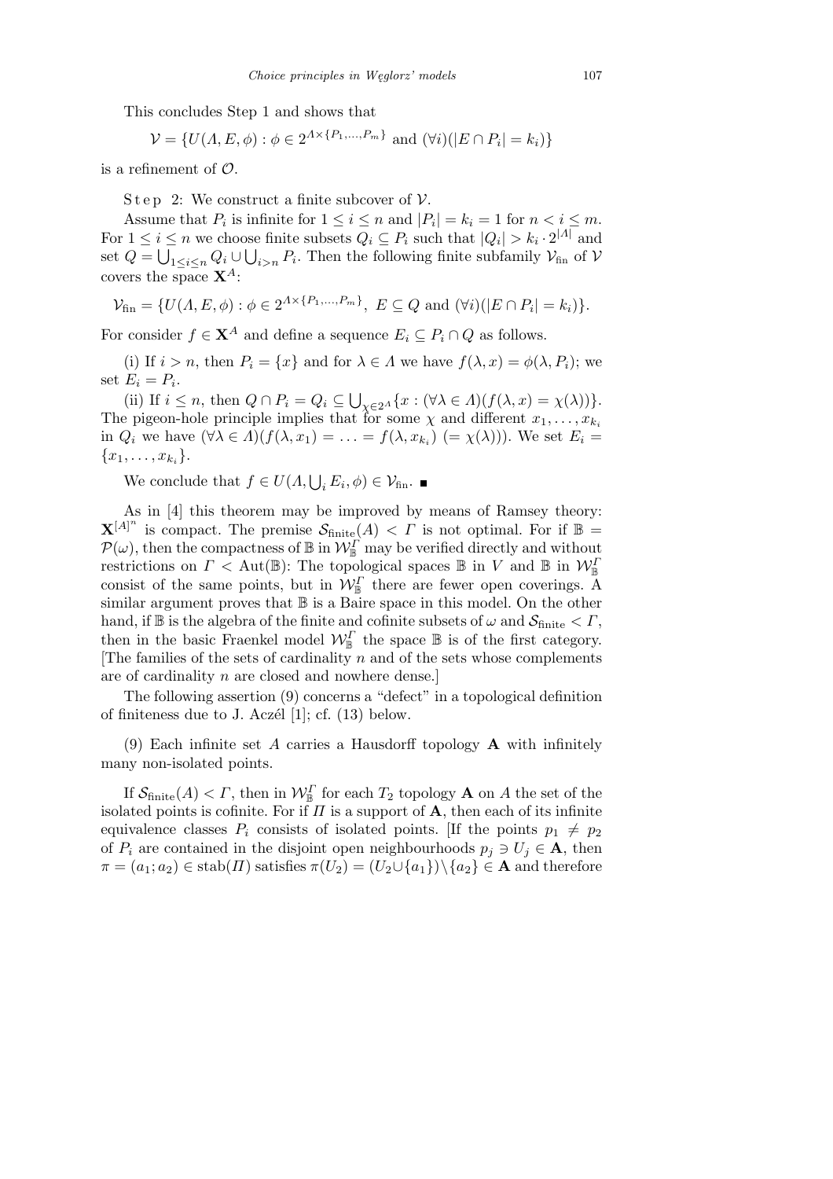This concludes Step 1 and shows that

$$\mathcal{V} = \{U(\Lambda, E, \phi) : \phi \in 2^{\Lambda\times\{P_1,\ldots,P_m\}} \text{ and } (\forall i)(|E \cap P_i| = k_i)\}$$

is a refinement of $\mathcal{O}$.

Step 2: We construct a finite subcover of $\mathcal{V}$.

Assume that $P_i$ is infinite for $1 \le i \le n$ and $|P_i| = k_i = 1$ for $n < i \le m$. For $1 \le i \le n$ we choose finite subsets $Q_i \subseteq P_i$ such that $|Q_i| > k_i \cdot 2^{|\Lambda|}$ and set $Q = \bigcup_{1\le i\le n} Q_i \cup \bigcup_{i>n} P_i$. Then the following finite subfamily $\mathcal{V}_{\rm fin}$ of $\mathcal{V}$ covers the space $\mathbf{X}^A$:

$$\mathcal{V}_{\rm fin} = \{U(\Lambda, E, \phi) : \phi \in 2^{\Lambda\times\{P_1,\ldots,P_m\}},\ E \subseteq Q \text{ and } (\forall i)(|E \cap P_i| = k_i)\}.$$

For consider $f \in \mathbf{X}^A$ and define a sequence $E_i \subseteq P_i \cap Q$ as follows.

(i) If $i > n$, then $P_i = \{x\}$ and for $\lambda \in \Lambda$ we have $f(\lambda, x) = \phi(\lambda, P_i)$; we set $E_i = P_i$.

(ii) If $i \le n$, then $Q \cap P_i = Q_i \subseteq \bigcup_{\chi\in 2^\Lambda}\{x : (\forall\lambda \in \Lambda)(f(\lambda, x) = \chi(\lambda))\}$. The pigeon-hole principle implies that for some $\chi$ and different $x_1, \ldots, x_{k_i}$ in $Q_i$ we have $(\forall\lambda \in \Lambda)(f(\lambda, x_1) = \ldots = f(\lambda, x_{k_i})\ (= \chi(\lambda)))$. We set $E_i = \{x_1, \ldots, x_{k_i}\}$.

We conclude that $f \in U(\Lambda, \bigcup_i E_i, \phi) \in \mathcal{V}_{\rm fin}$. ∎

As in [4] this theorem may be improved by means of Ramsey theory: $\mathbf{X}^{[A]^n}$ is compact. The premise $\mathcal{S}_{\rm finite}(A) < \Gamma$ is not optimal. For if $\mathbb{B} = \mathcal{P}(\omega)$, then the compactness of $\mathbb{B}$ in $\mathcal{W}_{\mathbb{B}}^{\Gamma}$ may be verified directly and without restrictions on $\Gamma < \mathrm{Aut}(\mathbb{B})$: The topological spaces $\mathbb{B}$ in $V$ and $\mathbb{B}$ in $\mathcal{W}_{\mathbb{B}}^{\Gamma}$ consist of the same points, but in $\mathcal{W}_{\mathbb{B}}^{\Gamma}$ there are fewer open coverings. A similar argument proves that $\mathbb{B}$ is a Baire space in this model. On the other hand, if $\mathbb{B}$ is the algebra of the finite and cofinite subsets of $\omega$ and $\mathcal{S}_{\rm finite} < \Gamma$, then in the basic Fraenkel model $\mathcal{W}_{\mathbb{B}}^{\Gamma}$ the space $\mathbb{B}$ is of the first category. [The families of the sets of cardinality $n$ and of the sets whose complements are of cardinality $n$ are closed and nowhere dense.]

The following assertion (9) concerns a "defect" in a topological definition of finiteness due to J. Aczél [1]; cf. (13) below.

(9) Each infinite set $A$ carries a Hausdorff topology $\mathbf{A}$ with infinitely many non-isolated points.

If $\mathcal{S}_{\rm finite}(A) < \Gamma$, then in $\mathcal{W}_{\mathbb{B}}^{\Gamma}$ for each $T_2$ topology $\mathbf{A}$ on $A$ the set of the isolated points is cofinite. For if $\Pi$ is a support of $\mathbf{A}$, then each of its infinite equivalence classes $P_i$ consists of isolated points. [If the points $p_1 \neq p_2$ of $P_i$ are contained in the disjoint open neighbourhoods $p_j \ni U_j \in \mathbf{A}$, then $\pi = (a_1; a_2) \in \mathrm{stab}(\Pi)$ satisfies $\pi(U_2) = (U_2 \cup \{a_1\}) \setminus \{a_2\} \in \mathbf{A}$ and therefore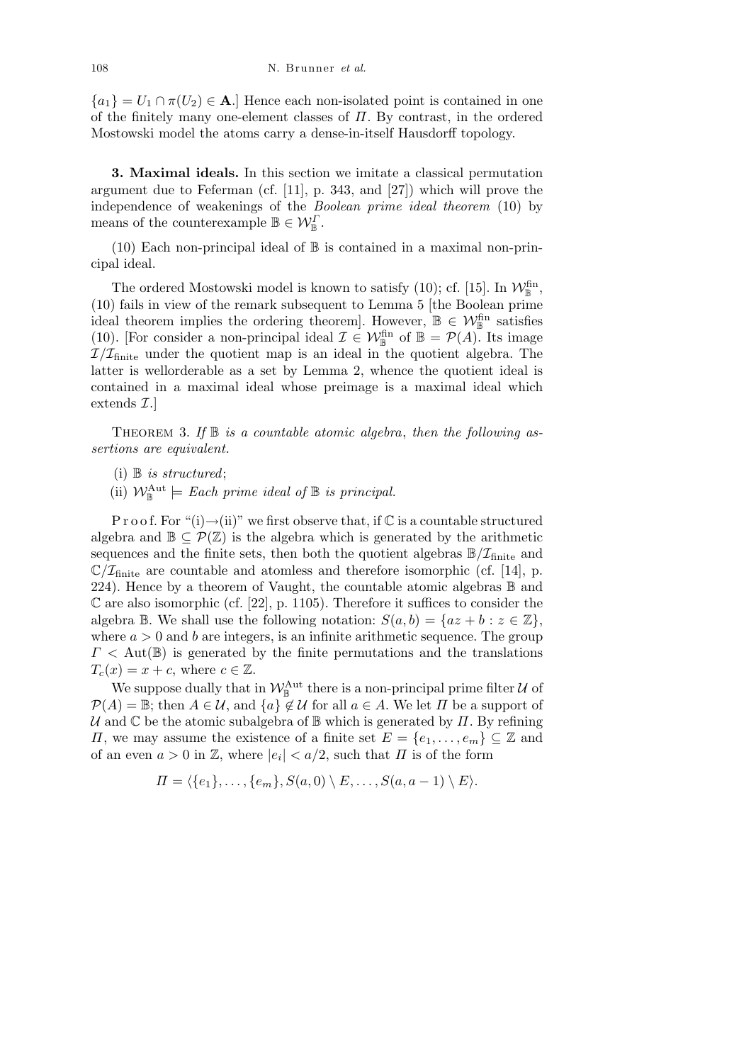$\{a_1\} = U_1 \cap \pi(U_2) \in \mathbf{A}$.] Hence each non-isolated point is contained in one of the finitely many one-element classes of $\Pi$. By contrast, in the ordered Mostowski model the atoms carry a dense-in-itself Hausdorff topology.

**3. Maximal ideals.** In this section we imitate a classical permutation argument due to Feferman (cf. [11], p. 343, and [27]) which will prove the independence of weakenings of the *Boolean prime ideal theorem* (10) by means of the counterexample $\mathbb{B} \in \mathcal{W}_{\mathbb{B}}^{\Gamma}$.

(10) Each non-principal ideal of $\mathbb{B}$ is contained in a maximal non-principal ideal.

The ordered Mostowski model is known to satisfy (10); cf. [15]. In $\mathcal{W}_{\mathbb{B}}^{\text{fin}}$, (10) fails in view of the remark subsequent to Lemma 5 [the Boolean prime ideal theorem implies the ordering theorem]. However, $\mathbb{B} \in \mathcal{W}_{\mathbb{B}}^{\text{fin}}$ satisfies (10). [For consider a non-principal ideal $\mathcal{I} \in \mathcal{W}_{\mathbb{B}}^{\text{fin}}$ of $\mathbb{B} = \mathcal{P}(A)$. Its image $\mathcal{I}/\mathcal{I}_{\text{finite}}$ under the quotient map is an ideal in the quotient algebra. The latter is wellorderable as a set by Lemma 2, whence the quotient ideal is contained in a maximal ideal whose preimage is a maximal ideal which extends $\mathcal{I}$.]

THEOREM 3. *If $\mathbb{B}$ is a countable atomic algebra, then the following assertions are equivalent.*

(i) *$\mathbb{B}$ is structured*;

(ii) $\mathcal{W}_{\mathbb{B}}^{\text{Aut}} \models$ *Each prime ideal of $\mathbb{B}$ is principal.*

Proof. For "(i)$\to$(ii)" we first observe that, if $\mathbb{C}$ is a countable structured algebra and $\mathbb{B} \subseteq \mathcal{P}(\mathbb{Z})$ is the algebra which is generated by the arithmetic sequences and the finite sets, then both the quotient algebras $\mathbb{B}/\mathcal{I}_{\text{finite}}$ and $\mathbb{C}/\mathcal{I}_{\text{finite}}$ are countable and atomless and therefore isomorphic (cf. [14], p. 224). Hence by a theorem of Vaught, the countable atomic algebras $\mathbb{B}$ and $\mathbb{C}$ are also isomorphic (cf. [22], p. 1105). Therefore it suffices to consider the algebra $\mathbb{B}$. We shall use the following notation: $S(a, b) = \{az + b : z \in \mathbb{Z}\}$, where $a > 0$ and $b$ are integers, is an infinite arithmetic sequence. The group $\Gamma < \text{Aut}(\mathbb{B})$ is generated by the finite permutations and the translations $T_c(x) = x + c$, where $c \in \mathbb{Z}$.

We suppose dually that in $\mathcal{W}_{\mathbb{B}}^{\text{Aut}}$ there is a non-principal prime filter $\mathcal{U}$ of $\mathcal{P}(A) = \mathbb{B}$; then $A \in \mathcal{U}$, and $\{a\} \notin \mathcal{U}$ for all $a \in A$. We let $\Pi$ be a support of $\mathcal{U}$ and $\mathbb{C}$ be the atomic subalgebra of $\mathbb{B}$ which is generated by $\Pi$. By refining $\Pi$, we may assume the existence of a finite set $E = \{e_1, \ldots, e_m\} \subseteq \mathbb{Z}$ and of an even $a > 0$ in $\mathbb{Z}$, where $|e_i| < a/2$, such that $\Pi$ is of the form

$$\Pi = \langle \{e_1\}, \ldots, \{e_m\}, S(a, 0) \setminus E, \ldots, S(a, a-1) \setminus E \rangle.$$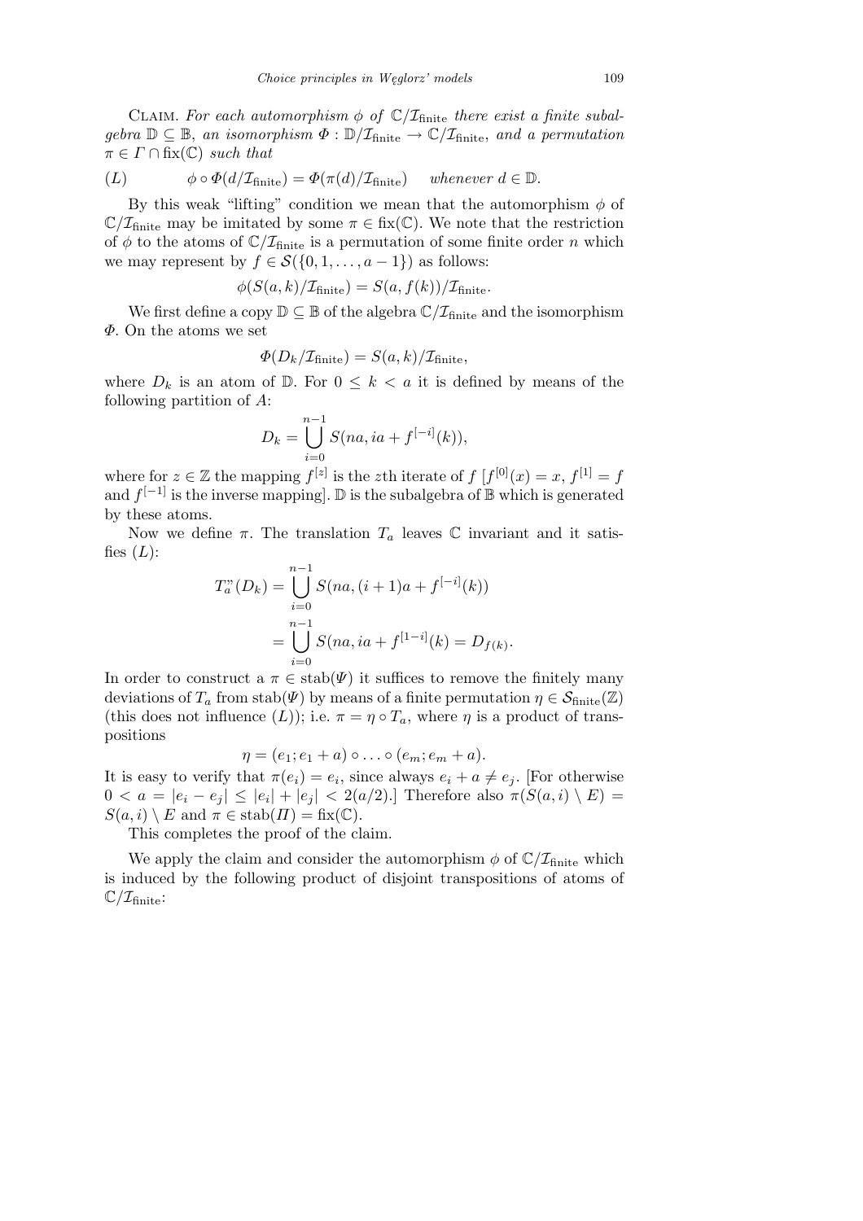CLAIM. *For each automorphism $\phi$ of $\mathbb{C}/\mathcal{I}_{\text{finite}}$ there exist a finite subalgebra $\mathbb{D} \subseteq \mathbb{B}$, an isomorphism $\Phi : \mathbb{D}/\mathcal{I}_{\text{finite}} \to \mathbb{C}/\mathcal{I}_{\text{finite}}$, and a permutation $\pi \in \Gamma \cap \text{fix}(\mathbb{C})$ such that*

$$(L) \qquad \phi \circ \Phi(d/\mathcal{I}_{\text{finite}}) = \Phi(\pi(d)/\mathcal{I}_{\text{finite}}) \quad \textit{whenever } d \in \mathbb{D}.$$

By this weak "lifting" condition we mean that the automorphism $\phi$ of $\mathbb{C}/\mathcal{I}_{\text{finite}}$ may be imitated by some $\pi \in \text{fix}(\mathbb{C})$. We note that the restriction of $\phi$ to the atoms of $\mathbb{C}/\mathcal{I}_{\text{finite}}$ is a permutation of some finite order $n$ which we may represent by $f \in \mathcal{S}(\{0, 1, \ldots, a-1\})$ as follows:

$$\phi(S(a, k)/\mathcal{I}_{\text{finite}}) = S(a, f(k))/\mathcal{I}_{\text{finite}}.$$

We first define a copy $\mathbb{D} \subseteq \mathbb{B}$ of the algebra $\mathbb{C}/\mathcal{I}_{\text{finite}}$ and the isomorphism $\Phi$. On the atoms we set

$$\Phi(D_k/\mathcal{I}_{\text{finite}}) = S(a, k)/\mathcal{I}_{\text{finite}},$$

where $D_k$ is an atom of $\mathbb{D}$. For $0 \leq k < a$ it is defined by means of the following partition of $A$:

$$D_k = \bigcup_{i=0}^{n-1} S(na, ia + f^{[-i]}(k)),$$

where for $z \in \mathbb{Z}$ the mapping $f^{[z]}$ is the $z$th iterate of $f$ [$f^{[0]}(x) = x$, $f^{[1]} = f$ and $f^{[-1]}$ is the inverse mapping]. $\mathbb{D}$ is the subalgebra of $\mathbb{B}$ which is generated by these atoms.

Now we define $\pi$. The translation $T_a$ leaves $\mathbb{C}$ invariant and it satisfies $(L)$:

$$\begin{aligned} T_a''(D_k) &= \bigcup_{i=0}^{n-1} S(na, (i+1)a + f^{[-i]}(k)) \\ &= \bigcup_{i=0}^{n-1} S(na, ia + f^{[1-i]}(k)) = D_{f(k)}. \end{aligned}$$

In order to construct a $\pi \in \text{stab}(\Psi)$ it suffices to remove the finitely many deviations of $T_a$ from $\text{stab}(\Psi)$ by means of a finite permutation $\eta \in \mathcal{S}_{\text{finite}}(\mathbb{Z})$ (this does not influence $(L)$); i.e. $\pi = \eta \circ T_a$, where $\eta$ is a product of transpositions

$$\eta = (e_1; e_1 + a) \circ \ldots \circ (e_m; e_m + a).$$

It is easy to verify that $\pi(e_i) = e_i$, since always $e_i + a \neq e_j$. [For otherwise $0 < a = |e_i - e_j| \leq |e_i| + |e_j| < 2(a/2)$.] Therefore also $\pi(S(a, i) \setminus E) = S(a, i) \setminus E$ and $\pi \in \text{stab}(\Pi) = \text{fix}(\mathbb{C})$.

This completes the proof of the claim.

We apply the claim and consider the automorphism $\phi$ of $\mathbb{C}/\mathcal{I}_{\text{finite}}$ which is induced by the following product of disjoint transpositions of atoms of $\mathbb{C}/\mathcal{I}_{\text{finite}}$: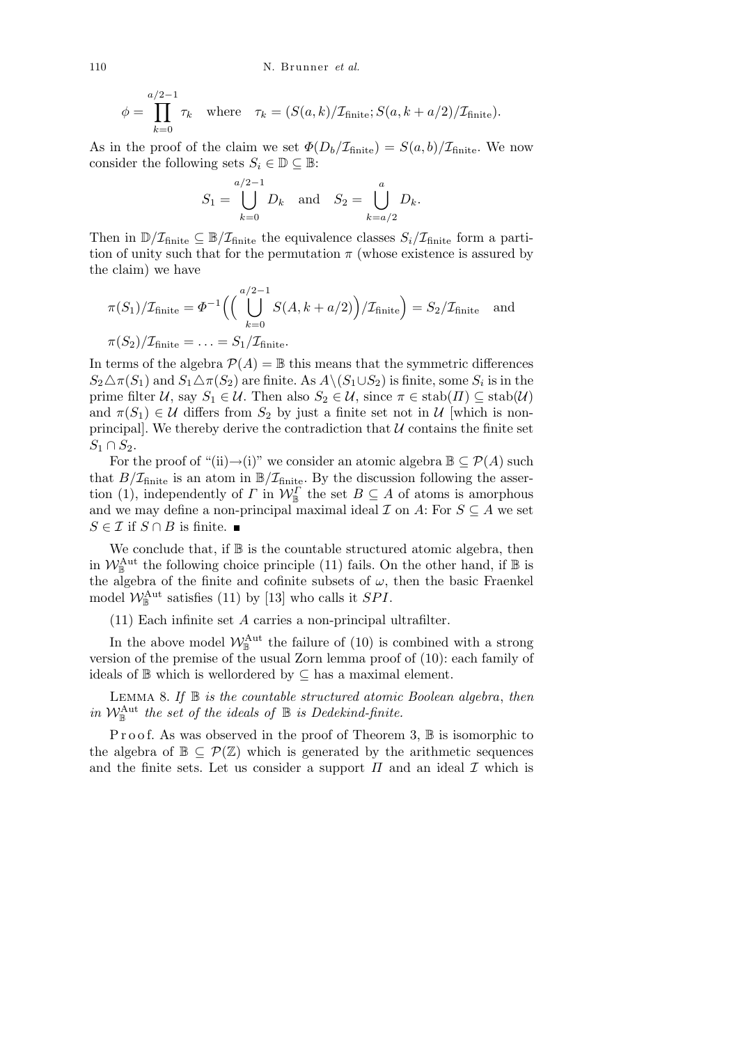$$\phi = \prod_{k=0}^{a/2-1} \tau_k \quad \text{where} \quad \tau_k = (S(a,k)/\mathcal{I}_{\text{finite}}; S(a,k+a/2)/\mathcal{I}_{\text{finite}}).$$

As in the proof of the claim we set $\Phi(D_b/\mathcal{I}_{\text{finite}}) = S(a,b)/\mathcal{I}_{\text{finite}}$. We now consider the following sets $S_i \in \mathbb{D} \subseteq \mathbb{B}$:

$$S_1 = \bigcup_{k=0}^{a/2-1} D_k \quad \text{and} \quad S_2 = \bigcup_{k=a/2}^{a} D_k.$$

Then in $\mathbb{D}/\mathcal{I}_{\text{finite}} \subseteq \mathbb{B}/\mathcal{I}_{\text{finite}}$ the equivalence classes $S_i/\mathcal{I}_{\text{finite}}$ form a partition of unity such that for the permutation $\pi$ (whose existence is assured by the claim) we have

$$\pi(S_1)/\mathcal{I}_{\text{finite}} = \Phi^{-1}\Big(\Big(\bigcup_{k=0}^{a/2-1} S(A,k+a/2)\Big)/\mathcal{I}_{\text{finite}}\Big) = S_2/\mathcal{I}_{\text{finite}} \quad \text{and}$$

$$\pi(S_2)/\mathcal{I}_{\text{finite}} = \ldots = S_1/\mathcal{I}_{\text{finite}}.$$

In terms of the algebra $\mathcal{P}(A) = \mathbb{B}$ this means that the symmetric differences $S_2 \triangle \pi(S_1)$ and $S_1 \triangle \pi(S_2)$ are finite. As $A \setminus (S_1 \cup S_2)$ is finite, some $S_i$ is in the prime filter $\mathcal{U}$, say $S_1 \in \mathcal{U}$. Then also $S_2 \in \mathcal{U}$, since $\pi \in \text{stab}(\Pi) \subseteq \text{stab}(\mathcal{U})$ and $\pi(S_1) \in \mathcal{U}$ differs from $S_2$ by just a finite set not in $\mathcal{U}$ [which is non-principal]. We thereby derive the contradiction that $\mathcal{U}$ contains the finite set $S_1 \cap S_2$.

For the proof of "(ii)→(i)" we consider an atomic algebra $\mathbb{B} \subseteq \mathcal{P}(A)$ such that $B/\mathcal{I}_{\text{finite}}$ is an atom in $\mathbb{B}/\mathcal{I}_{\text{finite}}$. By the discussion following the assertion (1), independently of $\Gamma$ in $\mathcal{W}_{\mathbb{B}}^{\Gamma}$ the set $B \subseteq A$ of atoms is amorphous and we may define a non-principal maximal ideal $\mathcal{I}$ on $A$: For $S \subseteq A$ we set $S \in \mathcal{I}$ if $S \cap B$ is finite. ∎

We conclude that, if $\mathbb{B}$ is the countable structured atomic algebra, then in $\mathcal{W}_{\mathbb{B}}^{\text{Aut}}$ the following choice principle (11) fails. On the other hand, if $\mathbb{B}$ is the algebra of the finite and cofinite subsets of $\omega$, then the basic Fraenkel model $\mathcal{W}_{\mathbb{B}}^{\text{Aut}}$ satisfies (11) by [13] who calls it *SPI*.

(11) Each infinite set $A$ carries a non-principal ultrafilter.

In the above model $\mathcal{W}_{\mathbb{B}}^{\text{Aut}}$ the failure of (10) is combined with a strong version of the premise of the usual Zorn lemma proof of (10): each family of ideals of $\mathbb{B}$ which is wellordered by $\subseteq$ has a maximal element.

Lemma 8. *If $\mathbb{B}$ is the countable structured atomic Boolean algebra, then in $\mathcal{W}_{\mathbb{B}}^{\text{Aut}}$ the set of the ideals of $\mathbb{B}$ is Dedekind-finite.*

Proof. As was observed in the proof of Theorem 3, $\mathbb{B}$ is isomorphic to the algebra of $\mathbb{B} \subseteq \mathcal{P}(\mathbb{Z})$ which is generated by the arithmetic sequences and the finite sets. Let us consider a support $\Pi$ and an ideal $\mathcal{I}$ which is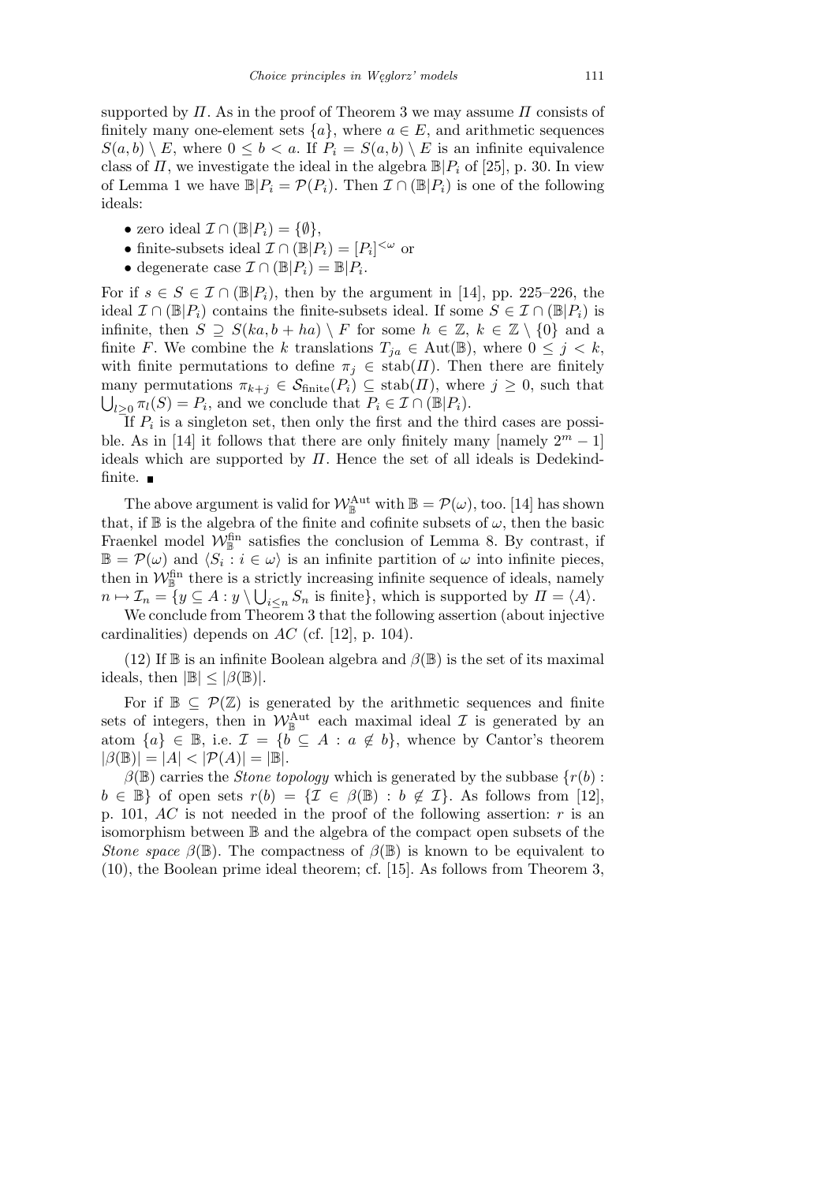supported by $\Pi$. As in the proof of Theorem 3 we may assume $\Pi$ consists of finitely many one-element sets $\{a\}$, where $a \in E$, and arithmetic sequences $S(a,b) \setminus E$, where $0 \le b < a$. If $P_i = S(a,b) \setminus E$ is an infinite equivalence class of $\Pi$, we investigate the ideal in the algebra $\mathbb{B}|P_i$ of [25], p. 30. In view of Lemma 1 we have $\mathbb{B}|P_i = \mathcal{P}(P_i)$. Then $\mathcal{I} \cap (\mathbb{B}|P_i)$ is one of the following ideals:

- zero ideal $\mathcal{I} \cap (\mathbb{B}|P_i) = \{\emptyset\}$,
- finite-subsets ideal $\mathcal{I} \cap (\mathbb{B}|P_i) = [P_i]^{<\omega}$ or
- degenerate case $\mathcal{I} \cap (\mathbb{B}|P_i) = \mathbb{B}|P_i$.

For if $s \in S \in \mathcal{I} \cap (\mathbb{B}|P_i)$, then by the argument in [14], pp. 225–226, the ideal $\mathcal{I} \cap (\mathbb{B}|P_i)$ contains the finite-subsets ideal. If some $S \in \mathcal{I} \cap (\mathbb{B}|P_i)$ is infinite, then $S \supseteq S(ka, b+ha) \setminus F$ for some $h \in \mathbb{Z}$, $k \in \mathbb{Z} \setminus \{0\}$ and a finite $F$. We combine the $k$ translations $T_{ja} \in \mathrm{Aut}(\mathbb{B})$, where $0 \le j < k$, with finite permutations to define $\pi_j \in \mathrm{stab}(\Pi)$. Then there are finitely many permutations $\pi_{k+j} \in \mathcal{S}_{\mathrm{finite}}(P_i) \subseteq \mathrm{stab}(\Pi)$, where $j \ge 0$, such that $\bigcup_{l \ge 0} \pi_l(S) = P_i$, and we conclude that $P_i \in \mathcal{I} \cap (\mathbb{B}|P_i)$.

If $P_i$ is a singleton set, then only the first and the third cases are possible. As in [14] it follows that there are only finitely many [namely $2^m - 1$] ideals which are supported by $\Pi$. Hence the set of all ideals is Dedekind-finite. ∎

The above argument is valid for $\mathcal{W}_{\mathbb{B}}^{\mathrm{Aut}}$ with $\mathbb{B} = \mathcal{P}(\omega)$, too. [14] has shown that, if $\mathbb{B}$ is the algebra of the finite and cofinite subsets of $\omega$, then the basic Fraenkel model $\mathcal{W}_{\mathbb{B}}^{\mathrm{fin}}$ satisfies the conclusion of Lemma 8. By contrast, if $\mathbb{B} = \mathcal{P}(\omega)$ and $\langle S_i : i \in \omega \rangle$ is an infinite partition of $\omega$ into infinite pieces, then in $\mathcal{W}_{\mathbb{B}}^{\mathrm{fin}}$ there is a strictly increasing infinite sequence of ideals, namely $n \mapsto \mathcal{I}_n = \{y \subseteq A : y \setminus \bigcup_{i \le n} S_n \text{ is finite}\}$, which is supported by $\Pi = \langle A \rangle$.

We conclude from Theorem 3 that the following assertion (about injective cardinalities) depends on $AC$ (cf. [12], p. 104).

(12) If $\mathbb{B}$ is an infinite Boolean algebra and $\beta(\mathbb{B})$ is the set of its maximal ideals, then $|\mathbb{B}| \le |\beta(\mathbb{B})|$.

For if $\mathbb{B} \subseteq \mathcal{P}(\mathbb{Z})$ is generated by the arithmetic sequences and finite sets of integers, then in $\mathcal{W}_{\mathbb{B}}^{\mathrm{Aut}}$ each maximal ideal $\mathcal{I}$ is generated by an atom $\{a\} \in \mathbb{B}$, i.e. $\mathcal{I} = \{b \subseteq A : a \notin b\}$, whence by Cantor's theorem $|\beta(\mathbb{B})| = |A| < |\mathcal{P}(A)| = |\mathbb{B}|$.

$\beta(\mathbb{B})$ carries the *Stone topology* which is generated by the subbase $\{r(b) : b \in \mathbb{B}\}$ of open sets $r(b) = \{\mathcal{I} \in \beta(\mathbb{B}) : b \notin \mathcal{I}\}$. As follows from [12], p. 101, $AC$ is not needed in the proof of the following assertion: $r$ is an isomorphism between $\mathbb{B}$ and the algebra of the compact open subsets of the *Stone space* $\beta(\mathbb{B})$. The compactness of $\beta(\mathbb{B})$ is known to be equivalent to (10), the Boolean prime ideal theorem; cf. [15]. As follows from Theorem 3,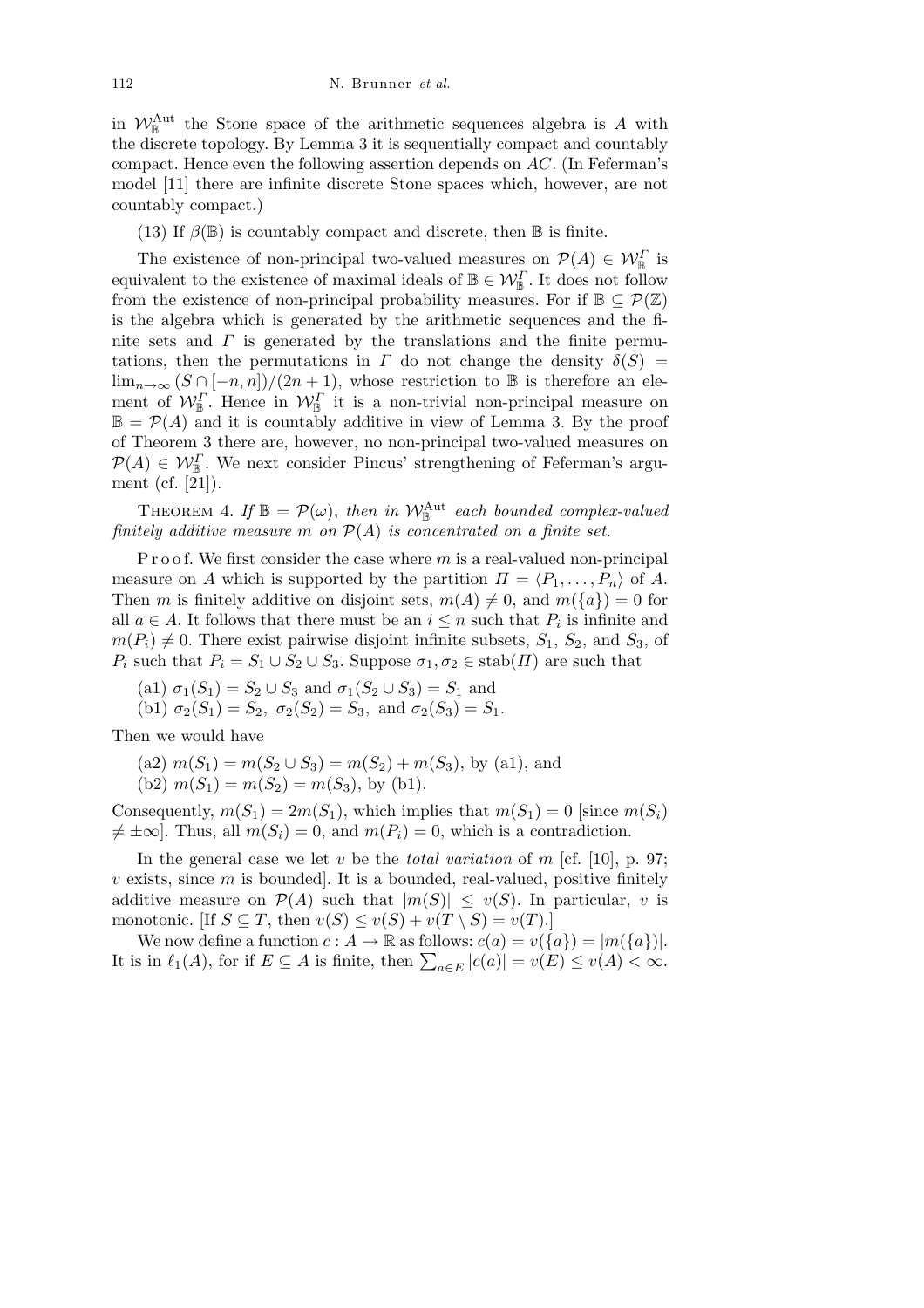in $\mathcal{W}_{\mathbb{B}}^{\mathrm{Aut}}$ the Stone space of the arithmetic sequences algebra is $A$ with the discrete topology. By Lemma 3 it is sequentially compact and countably compact. Hence even the following assertion depends on $AC$. (In Feferman's model [11] there are infinite discrete Stone spaces which, however, are not countably compact.)

(13) If $\beta(\mathbb{B})$ is countably compact and discrete, then $\mathbb{B}$ is finite.

The existence of non-principal two-valued measures on $\mathcal{P}(A) \in \mathcal{W}_{\mathbb{B}}^{\Gamma}$ is equivalent to the existence of maximal ideals of $\mathbb{B} \in \mathcal{W}_{\mathbb{B}}^{\Gamma}$. It does not follow from the existence of non-principal probability measures. For if $\mathbb{B} \subseteq \mathcal{P}(\mathbb{Z})$ is the algebra which is generated by the arithmetic sequences and the finite sets and $\Gamma$ is generated by the translations and the finite permutations, then the permutations in $\Gamma$ do not change the density $\delta(S) = \lim_{n\to\infty} (S \cap [-n, n])/(2n+1)$, whose restriction to $\mathbb{B}$ is therefore an element of $\mathcal{W}_{\mathbb{B}}^{\Gamma}$. Hence in $\mathcal{W}_{\mathbb{B}}^{\Gamma}$ it is a non-trivial non-principal measure on $\mathbb{B} = \mathcal{P}(A)$ and it is countably additive in view of Lemma 3. By the proof of Theorem 3 there are, however, no non-principal two-valued measures on $\mathcal{P}(A) \in \mathcal{W}_{\mathbb{B}}^{\Gamma}$. We next consider Pincus' strengthening of Feferman's argument (cf. [21]).

THEOREM 4. *If $\mathbb{B} = \mathcal{P}(\omega)$, then in $\mathcal{W}_{\mathbb{B}}^{\mathrm{Aut}}$ each bounded complex-valued finitely additive measure $m$ on $\mathcal{P}(A)$ is concentrated on a finite set.*

Proof. We first consider the case where $m$ is a real-valued non-principal measure on $A$ which is supported by the partition $\Pi = \langle P_1, \ldots, P_n \rangle$ of $A$. Then $m$ is finitely additive on disjoint sets, $m(A) \neq 0$, and $m(\{a\}) = 0$ for all $a \in A$. It follows that there must be an $i \leq n$ such that $P_i$ is infinite and $m(P_i) \neq 0$. There exist pairwise disjoint infinite subsets, $S_1$, $S_2$, and $S_3$, of $P_i$ such that $P_i = S_1 \cup S_2 \cup S_3$. Suppose $\sigma_1, \sigma_2 \in \mathrm{stab}(\Pi)$ are such that

(a1) $\sigma_1(S_1) = S_2 \cup S_3$ and $\sigma_1(S_2 \cup S_3) = S_1$ and

(b1) $\sigma_2(S_1) = S_2,\ \sigma_2(S_2) = S_3,$ and $\sigma_2(S_3) = S_1$.

Then we would have

(a2) $m(S_1) = m(S_2 \cup S_3) = m(S_2) + m(S_3)$, by (a1), and

(b2) $m(S_1) = m(S_2) = m(S_3)$, by (b1).

Consequently, $m(S_1) = 2m(S_1)$, which implies that $m(S_1) = 0$ [since $m(S_i) \neq \pm\infty$]. Thus, all $m(S_i) = 0$, and $m(P_i) = 0$, which is a contradiction.

In the general case we let $v$ be the *total variation* of $m$ [cf. [10], p. 97; $v$ exists, since $m$ is bounded]. It is a bounded, real-valued, positive finitely additive measure on $\mathcal{P}(A)$ such that $|m(S)| \leq v(S)$. In particular, $v$ is monotonic. [If $S \subseteq T$, then $v(S) \leq v(S) + v(T \setminus S) = v(T)$.]

We now define a function $c : A \to \mathbb{R}$ as follows: $c(a) = v(\{a\}) = |m(\{a\})|$. It is in $\ell_1(A)$, for if $E \subseteq A$ is finite, then $\sum_{a\in E} |c(a)| = v(E) \leq v(A) < \infty$.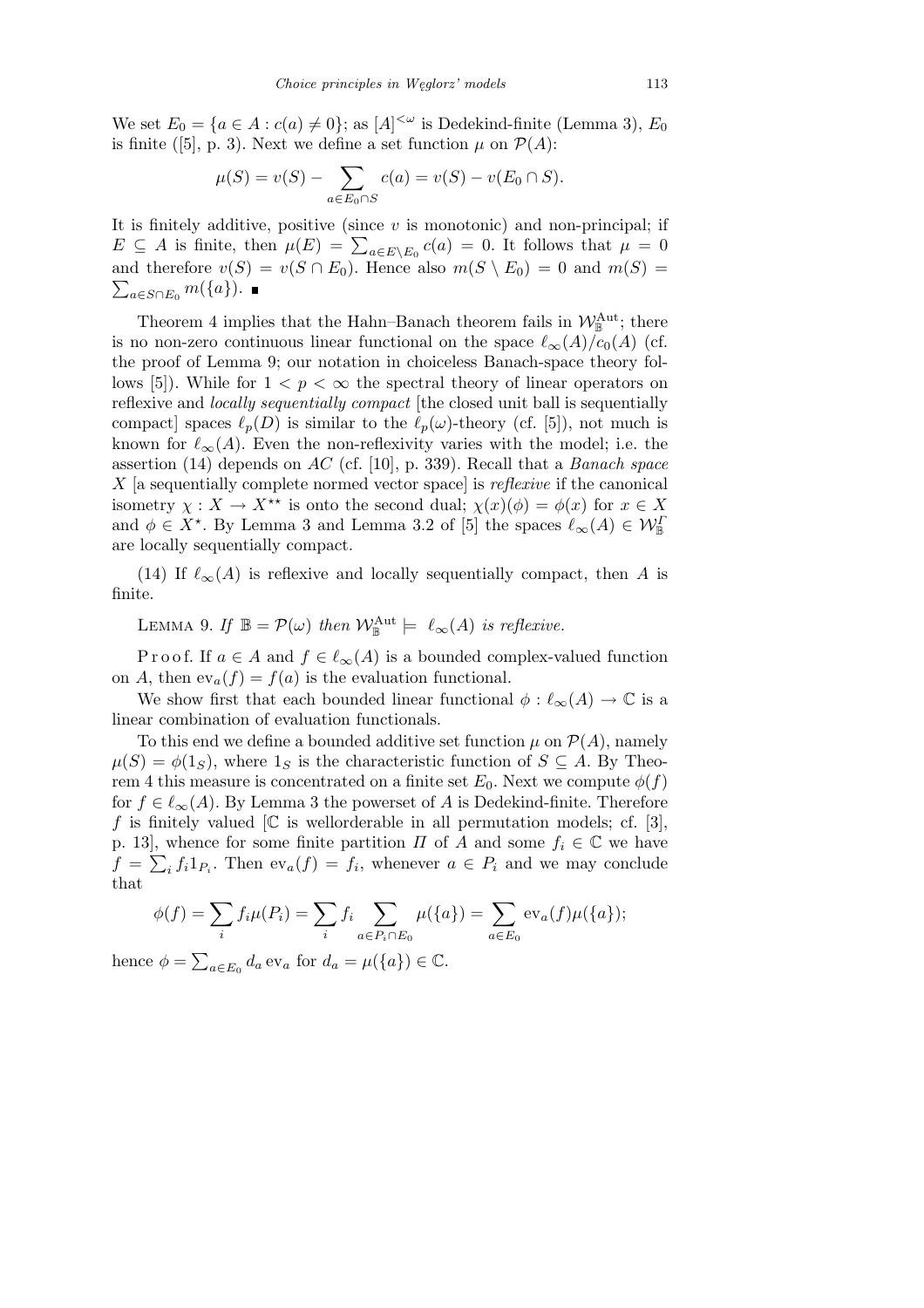We set $E_0 = \{a \in A : c(a) \neq 0\}$; as $[A]^{<\omega}$ is Dedekind-finite (Lemma 3), $E_0$ is finite ([5], p. 3). Next we define a set function $\mu$ on $\mathcal{P}(A)$:

$$\mu(S) = v(S) - \sum_{a \in E_0 \cap S} c(a) = v(S) - v(E_0 \cap S).$$

It is finitely additive, positive (since $v$ is monotonic) and non-principal; if $E \subseteq A$ is finite, then $\mu(E) = \sum_{a \in E \setminus E_0} c(a) = 0$. It follows that $\mu = 0$ and therefore $v(S) = v(S \cap E_0)$. Hence also $m(S \setminus E_0) = 0$ and $m(S) = \sum_{a \in S \cap E_0} m(\{a\})$. ∎

Theorem 4 implies that the Hahn–Banach theorem fails in $\mathcal{W}_{\mathbb{B}}^{\mathrm{Aut}}$; there is no non-zero continuous linear functional on the space $\ell_\infty(A)/c_0(A)$ (cf. the proof of Lemma 9; our notation in choiceless Banach-space theory follows [5]). While for $1 < p < \infty$ the spectral theory of linear operators on reflexive and *locally sequentially compact* [the closed unit ball is sequentially compact] spaces $\ell_p(D)$ is similar to the $\ell_p(\omega)$-theory (cf. [5]), not much is known for $\ell_\infty(A)$. Even the non-reflexivity varies with the model; i.e. the assertion (14) depends on *AC* (cf. [10], p. 339). Recall that a *Banach space* $X$ [a sequentially complete normed vector space] is *reflexive* if the canonical isometry $\chi : X \to X^{\star\star}$ is onto the second dual; $\chi(x)(\phi) = \phi(x)$ for $x \in X$ and $\phi \in X^\star$. By Lemma 3 and Lemma 3.2 of [5] the spaces $\ell_\infty(A) \in \mathcal{W}_{\mathbb{B}}^{\Gamma}$ are locally sequentially compact.

(14) If $\ell_\infty(A)$ is reflexive and locally sequentially compact, then $A$ is finite.

Lemma 9. *If* $\mathbb{B} = \mathcal{P}(\omega)$ *then* $\mathcal{W}_{\mathbb{B}}^{\mathrm{Aut}} \models \ell_\infty(A)$ *is reflexive.*

Proof. If $a \in A$ and $f \in \ell_\infty(A)$ is a bounded complex-valued function on $A$, then $\mathrm{ev}_a(f) = f(a)$ is the evaluation functional.

We show first that each bounded linear functional $\phi : \ell_\infty(A) \to \mathbb{C}$ is a linear combination of evaluation functionals.

To this end we define a bounded additive set function $\mu$ on $\mathcal{P}(A)$, namely $\mu(S) = \phi(1_S)$, where $1_S$ is the characteristic function of $S \subseteq A$. By Theorem 4 this measure is concentrated on a finite set $E_0$. Next we compute $\phi(f)$ for $f \in \ell_\infty(A)$. By Lemma 3 the powerset of $A$ is Dedekind-finite. Therefore $f$ is finitely valued [$\mathbb{C}$ is wellorderable in all permutation models; cf. [3], p. 13], whence for some finite partition $\Pi$ of $A$ and some $f_i \in \mathbb{C}$ we have $f = \sum_i f_i 1_{P_i}$. Then $\mathrm{ev}_a(f) = f_i$, whenever $a \in P_i$ and we may conclude that

$$\phi(f) = \sum_i f_i \mu(P_i) = \sum_i f_i \sum_{a \in P_i \cap E_0} \mu(\{a\}) = \sum_{a \in E_0} \mathrm{ev}_a(f)\mu(\{a\});$$

hence $\phi = \sum_{a \in E_0} d_a \,\mathrm{ev}_a$ for $d_a = \mu(\{a\}) \in \mathbb{C}$.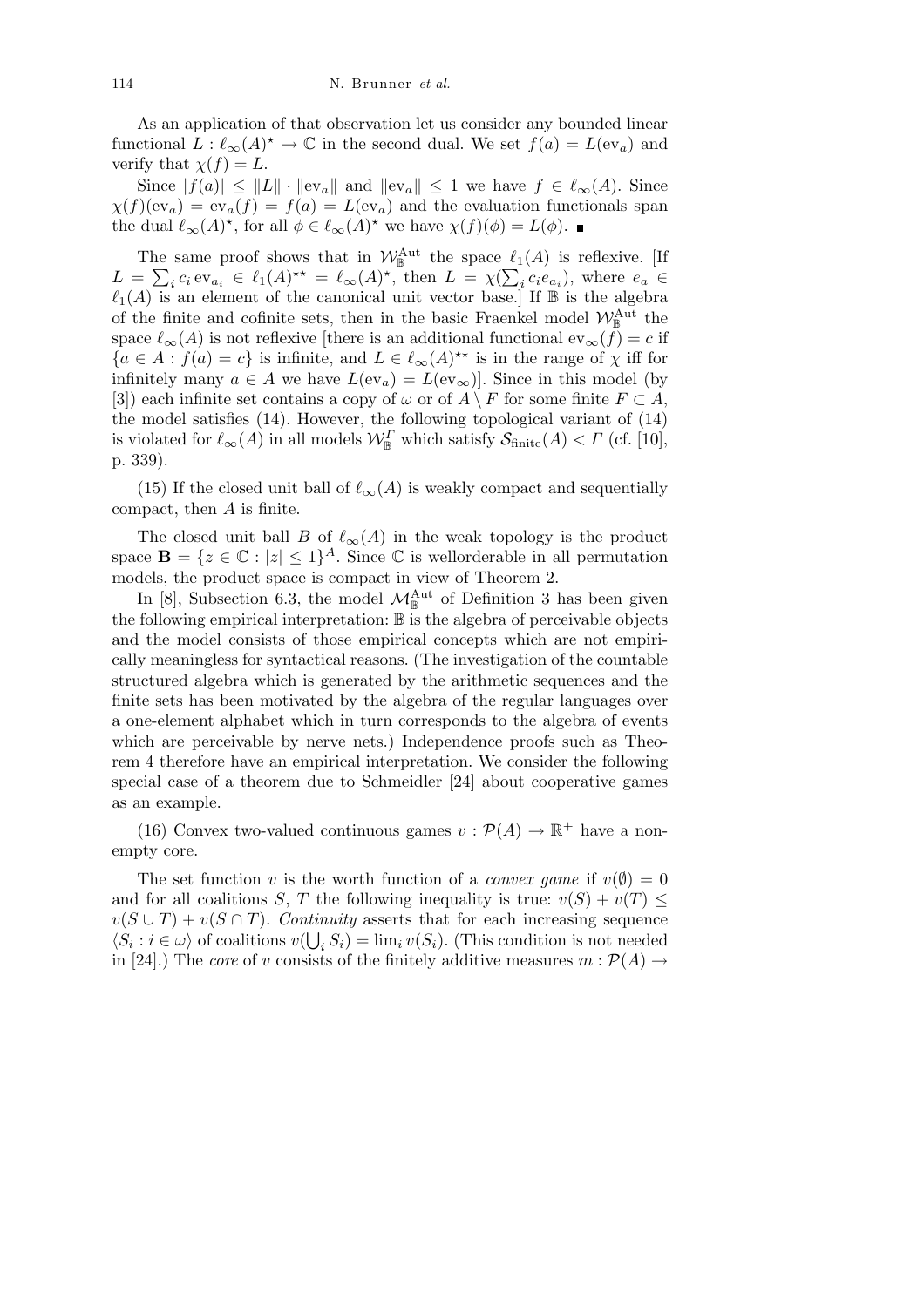As an application of that observation let us consider any bounded linear functional $L : \ell_\infty(A)^\star \to \mathbb{C}$ in the second dual. We set $f(a) = L(\mathrm{ev}_a)$ and verify that $\chi(f) = L$.

Since $|f(a)| \le \|L\| \cdot \|\mathrm{ev}_a\|$ and $\|\mathrm{ev}_a\| \le 1$ we have $f \in \ell_\infty(A)$. Since $\chi(f)(\mathrm{ev}_a) = \mathrm{ev}_a(f) = f(a) = L(\mathrm{ev}_a)$ and the evaluation functionals span the dual $\ell_\infty(A)^\star$, for all $\phi \in \ell_\infty(A)^\star$ we have $\chi(f)(\phi) = L(\phi)$. ∎

The same proof shows that in $\mathcal{W}_{\mathbb{B}}^{\mathrm{Aut}}$ the space $\ell_1(A)$ is reflexive. [If $L = \sum_i c_i \,\mathrm{ev}_{a_i} \in \ell_1(A)^{\star\star} = \ell_\infty(A)^\star$, then $L = \chi(\sum_i c_i e_{a_i})$, where $e_a \in \ell_1(A)$ is an element of the canonical unit vector base.] If $\mathbb{B}$ is the algebra of the finite and cofinite sets, then in the basic Fraenkel model $\mathcal{W}_{\mathbb{B}}^{\mathrm{Aut}}$ the space $\ell_\infty(A)$ is not reflexive [there is an additional functional $\mathrm{ev}_\infty(f) = c$ if $\{a \in A : f(a) = c\}$ is infinite, and $L \in \ell_\infty(A)^{\star\star}$ is in the range of $\chi$ iff for infinitely many $a \in A$ we have $L(\mathrm{ev}_a) = L(\mathrm{ev}_\infty)$]. Since in this model (by [3]) each infinite set contains a copy of $\omega$ or of $A \setminus F$ for some finite $F \subset A$, the model satisfies (14). However, the following topological variant of (14) is violated for $\ell_\infty(A)$ in all models $\mathcal{W}_{\mathbb{B}}^{\Gamma}$ which satisfy $\mathcal{S}_{\mathrm{finite}}(A) < \Gamma$ (cf. [10], p. 339).

(15) If the closed unit ball of $\ell_\infty(A)$ is weakly compact and sequentially compact, then $A$ is finite.

The closed unit ball $B$ of $\ell_\infty(A)$ in the weak topology is the product space $\mathbf{B} = \{z \in \mathbb{C} : |z| \le 1\}^A$. Since $\mathbb{C}$ is wellorderable in all permutation models, the product space is compact in view of Theorem 2.

In [8], Subsection 6.3, the model $\mathcal{M}_{\mathbb{B}}^{\mathrm{Aut}}$ of Definition 3 has been given the following empirical interpretation: $\mathbb{B}$ is the algebra of perceivable objects and the model consists of those empirical concepts which are not empirically meaningless for syntactical reasons. (The investigation of the countable structured algebra which is generated by the arithmetic sequences and the finite sets has been motivated by the algebra of the regular languages over a one-element alphabet which in turn corresponds to the algebra of events which are perceivable by nerve nets.) Independence proofs such as Theorem 4 therefore have an empirical interpretation. We consider the following special case of a theorem due to Schmeidler [24] about cooperative games as an example.

(16) Convex two-valued continuous games $v : \mathcal{P}(A) \to \mathbb{R}^+$ have a nonempty core.

The set function $v$ is the worth function of a *convex game* if $v(\emptyset) = 0$ and for all coalitions $S$, $T$ the following inequality is true: $v(S) + v(T) \le v(S \cup T) + v(S \cap T)$. *Continuity* asserts that for each increasing sequence $\langle S_i : i \in \omega\rangle$ of coalitions $v(\bigcup_i S_i) = \lim_i v(S_i)$. (This condition is not needed in [24].) The *core* of $v$ consists of the finitely additive measures $m : \mathcal{P}(A) \to$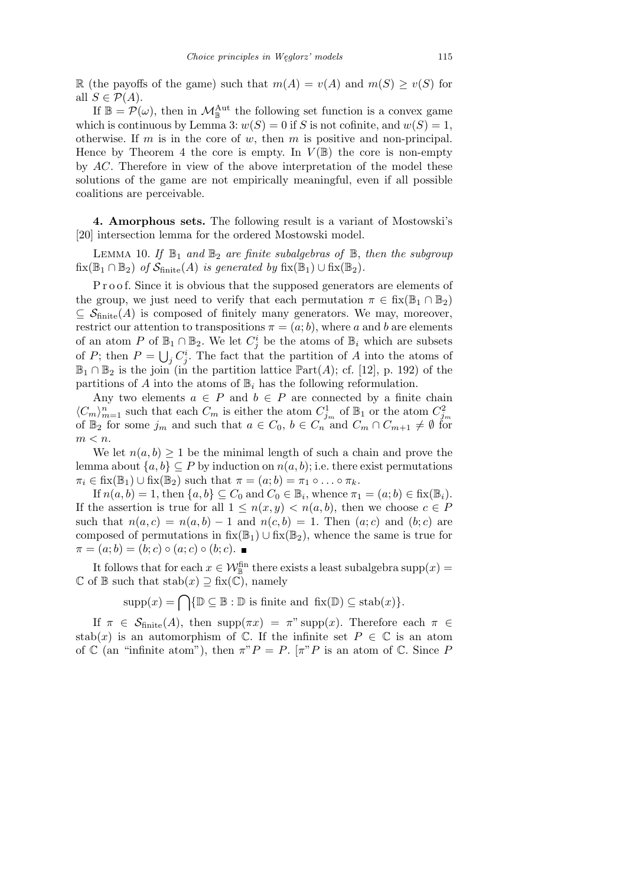$\mathbb{R}$ (the payoffs of the game) such that $m(A) = v(A)$ and $m(S) \geq v(S)$ for all $S \in \mathcal{P}(A)$.

If $\mathbb{B} = \mathcal{P}(\omega)$, then in $\mathcal{M}_{\mathbb{B}}^{\mathrm{Aut}}$ the following set function is a convex game which is continuous by Lemma 3: $w(S) = 0$ if $S$ is not cofinite, and $w(S) = 1$, otherwise. If $m$ is in the core of $w$, then $m$ is positive and non-principal. Hence by Theorem 4 the core is empty. In $V(\mathbb{B})$ the core is non-empty by $AC$. Therefore in view of the above interpretation of the model these solutions of the game are not empirically meaningful, even if all possible coalitions are perceivable.

**4. Amorphous sets.** The following result is a variant of Mostowski's [20] intersection lemma for the ordered Mostowski model.

Lemma 10. *If $\mathbb{B}_1$ and $\mathbb{B}_2$ are finite subalgebras of $\mathbb{B}$, then the subgroup $\mathrm{fix}(\mathbb{B}_1 \cap \mathbb{B}_2)$ of $\mathcal{S}_{\mathrm{finite}}(A)$ is generated by $\mathrm{fix}(\mathbb{B}_1) \cup \mathrm{fix}(\mathbb{B}_2)$.*

Proof. Since it is obvious that the supposed generators are elements of the group, we just need to verify that each permutation $\pi \in \mathrm{fix}(\mathbb{B}_1 \cap \mathbb{B}_2) \subseteq \mathcal{S}_{\mathrm{finite}}(A)$ is composed of finitely many generators. We may, moreover, restrict our attention to transpositions $\pi = (a; b)$, where $a$ and $b$ are elements of an atom $P$ of $\mathbb{B}_1 \cap \mathbb{B}_2$. We let $C_j^i$ be the atoms of $\mathbb{B}_i$ which are subsets of $P$; then $P = \bigcup_j C_j^i$. The fact that the partition of $A$ into the atoms of $\mathbb{B}_1 \cap \mathbb{B}_2$ is the join (in the partition lattice $\mathbb{P}\mathrm{art}(A)$; cf. [12], p. 192) of the partitions of $A$ into the atoms of $\mathbb{B}_i$ has the following reformulation.

Any two elements $a \in P$ and $b \in P$ are connected by a finite chain $\langle C_m \rangle_{m=1}^n$ such that each $C_m$ is either the atom $C_{j_m}^1$ of $\mathbb{B}_1$ or the atom $C_{j_m}^2$ of $\mathbb{B}_2$ for some $j_m$ and such that $a \in C_0$, $b \in C_n$ and $C_m \cap C_{m+1} \neq \emptyset$ for $m < n$.

We let $n(a, b) \geq 1$ be the minimal length of such a chain and prove the lemma about $\{a, b\} \subseteq P$ by induction on $n(a, b)$; i.e. there exist permutations $\pi_i \in \mathrm{fix}(\mathbb{B}_1) \cup \mathrm{fix}(\mathbb{B}_2)$ such that $\pi = (a; b) = \pi_1 \circ \ldots \circ \pi_k$.

If $n(a, b) = 1$, then $\{a, b\} \subseteq C_0$ and $C_0 \in \mathbb{B}_i$, whence $\pi_1 = (a; b) \in \mathrm{fix}(\mathbb{B}_i)$. If the assertion is true for all $1 \leq n(x, y) < n(a, b)$, then we choose $c \in P$ such that $n(a, c) = n(a, b) - 1$ and $n(c, b) = 1$. Then $(a; c)$ and $(b; c)$ are composed of permutations in $\mathrm{fix}(\mathbb{B}_1) \cup \mathrm{fix}(\mathbb{B}_2)$, whence the same is true for $\pi = (a; b) = (b; c) \circ (a; c) \circ (b; c)$. ∎

It follows that for each $x \in \mathcal{W}_{\mathbb{B}}^{\mathrm{fin}}$ there exists a least subalgebra $\mathrm{supp}(x) = \mathbb{C}$ of $\mathbb{B}$ such that $\mathrm{stab}(x) \supseteq \mathrm{fix}(\mathbb{C})$, namely

$$\mathrm{supp}(x) = \bigcap \{\mathbb{D} \subseteq \mathbb{B} : \mathbb{D} \text{ is finite and } \mathrm{fix}(\mathbb{D}) \subseteq \mathrm{stab}(x)\}.$$

If $\pi \in \mathcal{S}_{\mathrm{finite}}(A)$, then $\mathrm{supp}(\pi x) = \pi\text{"}\,\mathrm{supp}(x)$. Therefore each $\pi \in \mathrm{stab}(x)$ is an automorphism of $\mathbb{C}$. If the infinite set $P \in \mathbb{C}$ is an atom of $\mathbb{C}$ (an "infinite atom"), then $\pi\text{"}P = P$. [$\pi\text{"}P$ is an atom of $\mathbb{C}$. Since $P$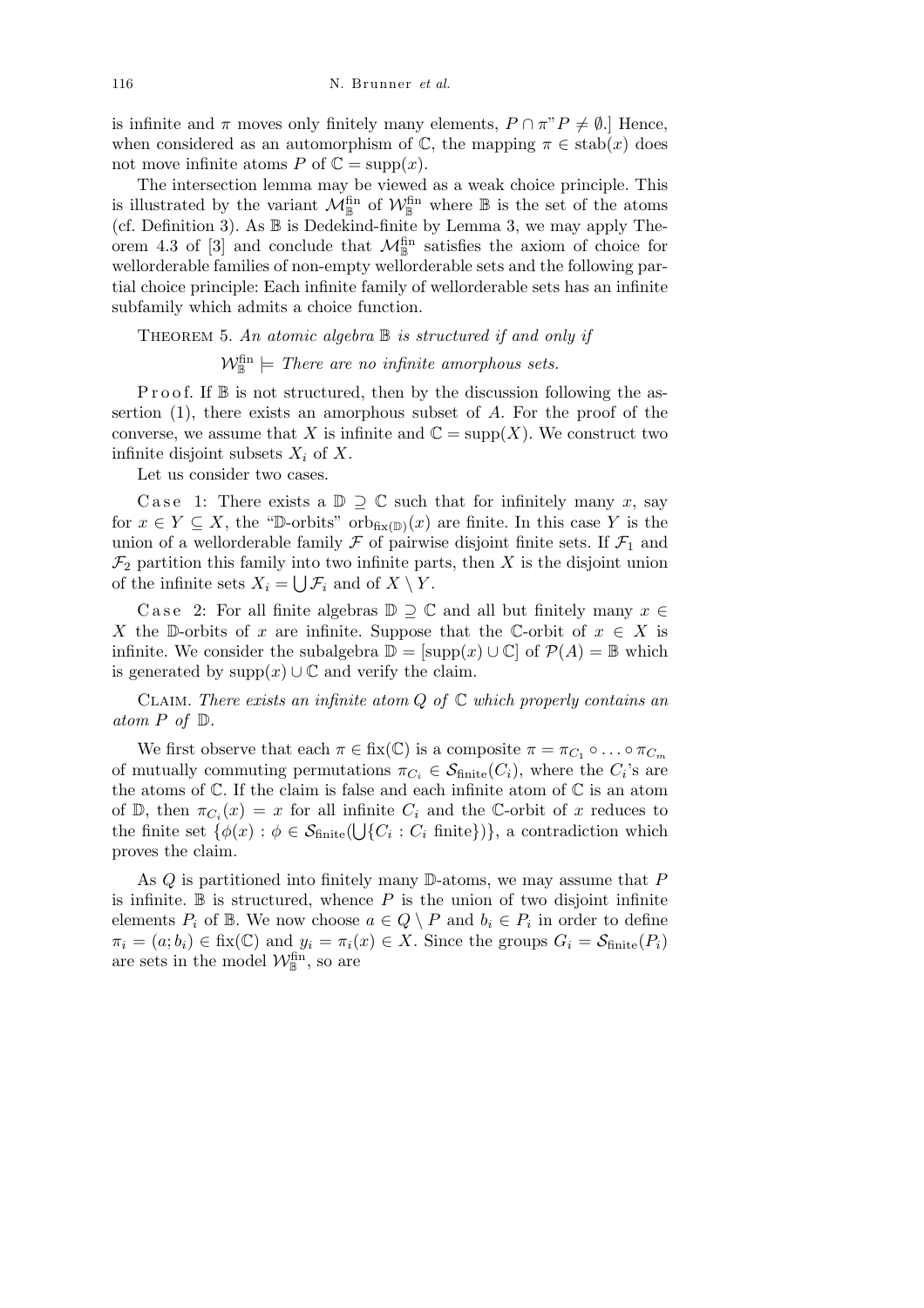is infinite and $\pi$ moves only finitely many elements, $P \cap \pi"P \neq \emptyset$.] Hence, when considered as an automorphism of $\mathbb{C}$, the mapping $\pi \in \mathrm{stab}(x)$ does not move infinite atoms $P$ of $\mathbb{C} = \mathrm{supp}(x)$.

The intersection lemma may be viewed as a weak choice principle. This is illustrated by the variant $\mathcal{M}^{\mathrm{fin}}_{\mathbb{B}}$ of $\mathcal{W}^{\mathrm{fin}}_{\mathbb{B}}$ where $\mathbb{B}$ is the set of the atoms (cf. Definition 3). As $\mathbb{B}$ is Dedekind-finite by Lemma 3, we may apply Theorem 4.3 of [3] and conclude that $\mathcal{M}^{\mathrm{fin}}_{\mathbb{B}}$ satisfies the axiom of choice for wellorderable families of non-empty wellorderable sets and the following partial choice principle: Each infinite family of wellorderable sets has an infinite subfamily which admits a choice function.

THEOREM 5. *An atomic algebra $\mathbb{B}$ is structured if and only if*

$$\mathcal{W}^{\mathrm{fin}}_{\mathbb{B}} \models \textit{There are no infinite amorphous sets.}$$

Proof. If $\mathbb{B}$ is not structured, then by the discussion following the assertion (1), there exists an amorphous subset of $A$. For the proof of the converse, we assume that $X$ is infinite and $\mathbb{C} = \mathrm{supp}(X)$. We construct two infinite disjoint subsets $X_i$ of $X$.

Let us consider two cases.

Case 1: There exists a $\mathbb{D} \supseteq \mathbb{C}$ such that for infinitely many $x$, say for $x \in Y \subseteq X$, the "$\mathbb{D}$-orbits" $\mathrm{orb}_{\mathrm{fix}(\mathbb{D})}(x)$ are finite. In this case $Y$ is the union of a wellorderable family $\mathcal{F}$ of pairwise disjoint finite sets. If $\mathcal{F}_1$ and $\mathcal{F}_2$ partition this family into two infinite parts, then $X$ is the disjoint union of the infinite sets $X_i = \bigcup \mathcal{F}_i$ and of $X \setminus Y$.

Case 2: For all finite algebras $\mathbb{D} \supseteq \mathbb{C}$ and all but finitely many $x \in X$ the $\mathbb{D}$-orbits of $x$ are infinite. Suppose that the $\mathbb{C}$-orbit of $x \in X$ is infinite. We consider the subalgebra $\mathbb{D} = [\mathrm{supp}(x) \cup \mathbb{C}]$ of $\mathcal{P}(A) = \mathbb{B}$ which is generated by $\mathrm{supp}(x) \cup \mathbb{C}$ and verify the claim.

CLAIM. *There exists an infinite atom $Q$ of $\mathbb{C}$ which properly contains an atom $P$ of $\mathbb{D}$.*

We first observe that each $\pi \in \mathrm{fix}(\mathbb{C})$ is a composite $\pi = \pi_{C_1} \circ \ldots \circ \pi_{C_m}$ of mutually commuting permutations $\pi_{C_i} \in \mathcal{S}_{\mathrm{finite}}(C_i)$, where the $C_i$'s are the atoms of $\mathbb{C}$. If the claim is false and each infinite atom of $\mathbb{C}$ is an atom of $\mathbb{D}$, then $\pi_{C_i}(x) = x$ for all infinite $C_i$ and the $\mathbb{C}$-orbit of $x$ reduces to the finite set $\{\phi(x) : \phi \in \mathcal{S}_{\mathrm{finite}}(\bigcup\{C_i : C_i \text{ finite}\})\}$, a contradiction which proves the claim.

As $Q$ is partitioned into finitely many $\mathbb{D}$-atoms, we may assume that $P$ is infinite. $\mathbb{B}$ is structured, whence $P$ is the union of two disjoint infinite elements $P_i$ of $\mathbb{B}$. We now choose $a \in Q \setminus P$ and $b_i \in P_i$ in order to define $\pi_i = (a; b_i) \in \mathrm{fix}(\mathbb{C})$ and $y_i = \pi_i(x) \in X$. Since the groups $G_i = \mathcal{S}_{\mathrm{finite}}(P_i)$ are sets in the model $\mathcal{W}^{\mathrm{fin}}_{\mathbb{B}}$, so are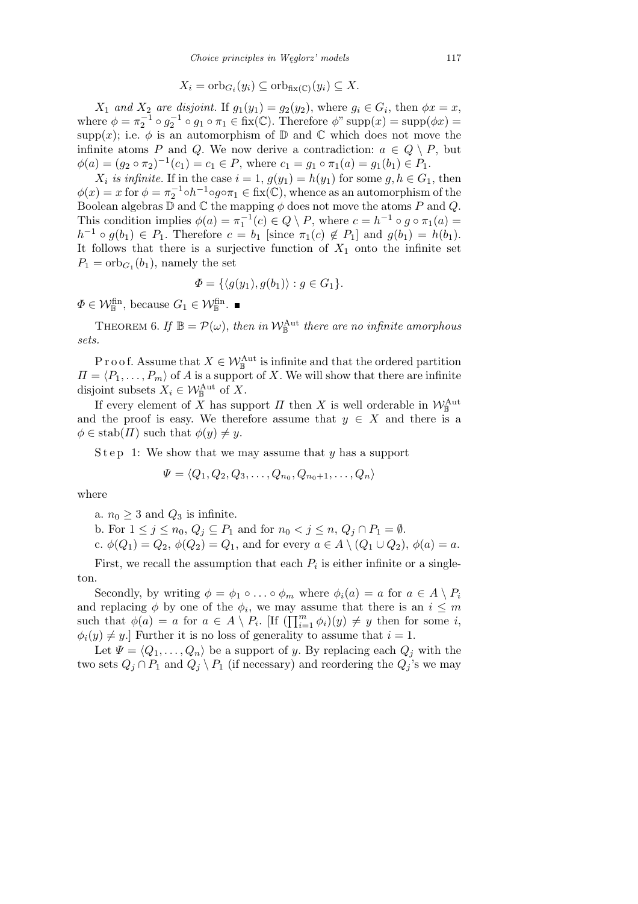$$X_i = \mathrm{orb}_{G_i}(y_i) \subseteq \mathrm{orb}_{\mathrm{fix}(\mathbb{C})}(y_i) \subseteq X.$$

*$X_1$ and $X_2$ are disjoint.* If $g_1(y_1) = g_2(y_2)$, where $g_i \in G_i$, then $\phi x = x$, where $\phi = \pi_2^{-1} \circ g_2^{-1} \circ g_1 \circ \pi_1 \in \mathrm{fix}(\mathbb{C})$. Therefore $\phi\text{"}\,\mathrm{supp}(x) = \mathrm{supp}(\phi x) = \mathrm{supp}(x)$; i.e. $\phi$ is an automorphism of $\mathbb{D}$ and $\mathbb{C}$ which does not move the infinite atoms $P$ and $Q$. We now derive a contradiction: $a \in Q \setminus P$, but $\phi(a) = (g_2 \circ \pi_2)^{-1}(c_1) = c_1 \in P$, where $c_1 = g_1 \circ \pi_1(a) = g_1(b_1) \in P_1$.

*$X_i$ is infinite.* If in the case $i = 1$, $g(y_1) = h(y_1)$ for some $g, h \in G_1$, then $\phi(x) = x$ for $\phi = \pi_2^{-1} \circ h^{-1} \circ g \circ \pi_1 \in \mathrm{fix}(\mathbb{C})$, whence as an automorphism of the Boolean algebras $\mathbb{D}$ and $\mathbb{C}$ the mapping $\phi$ does not move the atoms $P$ and $Q$. This condition implies $\phi(a) = \pi_1^{-1}(c) \in Q \setminus P$, where $c = h^{-1} \circ g \circ \pi_1(a) = h^{-1} \circ g(b_1) \in P_1$. Therefore $c = b_1$ [since $\pi_1(c) \notin P_1$] and $g(b_1) = h(b_1)$. It follows that there is a surjective function of $X_1$ onto the infinite set $P_1 = \mathrm{orb}_{G_1}(b_1)$, namely the set

$$\Phi = \{\langle g(y_1), g(b_1)\rangle : g \in G_1\}.$$

$\Phi \in \mathcal{W}_{\mathbb{B}}^{\mathrm{fin}}$, because $G_1 \in \mathcal{W}_{\mathbb{B}}^{\mathrm{fin}}$. ■

THEOREM 6. *If $\mathbb{B} = \mathcal{P}(\omega)$, then in $\mathcal{W}_{\mathbb{B}}^{\mathrm{Aut}}$ there are no infinite amorphous sets.*

Proof. Assume that $X \in \mathcal{W}_{\mathbb{B}}^{\mathrm{Aut}}$ is infinite and that the ordered partition $\Pi = \langle P_1, \ldots, P_m\rangle$ of $A$ is a support of $X$. We will show that there are infinite disjoint subsets $X_i \in \mathcal{W}_{\mathbb{B}}^{\mathrm{Aut}}$ of $X$.

If every element of $X$ has support $\Pi$ then $X$ is well orderable in $\mathcal{W}_{\mathbb{B}}^{\mathrm{Aut}}$ and the proof is easy. We therefore assume that $y \in X$ and there is a $\phi \in \mathrm{stab}(\Pi)$ such that $\phi(y) \neq y$.

Step 1: We show that we may assume that $y$ has a support

$$\Psi = \langle Q_1, Q_2, Q_3, \ldots, Q_{n_0}, Q_{n_0+1}, \ldots, Q_n\rangle$$

where

a. $n_0 \geq 3$ and $Q_3$ is infinite.

b. For $1 \leq j \leq n_0$, $Q_j \subseteq P_1$ and for $n_0 < j \leq n$, $Q_j \cap P_1 = \emptyset$.

c. $\phi(Q_1) = Q_2$, $\phi(Q_2) = Q_1$, and for every $a \in A \setminus (Q_1 \cup Q_2)$, $\phi(a) = a$.

First, we recall the assumption that each $P_i$ is either infinite or a singleton.

Secondly, by writing $\phi = \phi_1 \circ \ldots \circ \phi_m$ where $\phi_i(a) = a$ for $a \in A \setminus P_i$ and replacing $\phi$ by one of the $\phi_i$, we may assume that there is an $i \leq m$ such that $\phi(a) = a$ for $a \in A \setminus P_i$. [If $(\prod_{i=1}^m \phi_i)(y) \neq y$ then for some $i$, $\phi_i(y) \neq y$.] Further it is no loss of generality to assume that $i = 1$.

Let $\Psi = \langle Q_1, \ldots, Q_n\rangle$ be a support of $y$. By replacing each $Q_j$ with the two sets $Q_j \cap P_1$ and $Q_j \setminus P_1$ (if necessary) and reordering the $Q_j$'s we may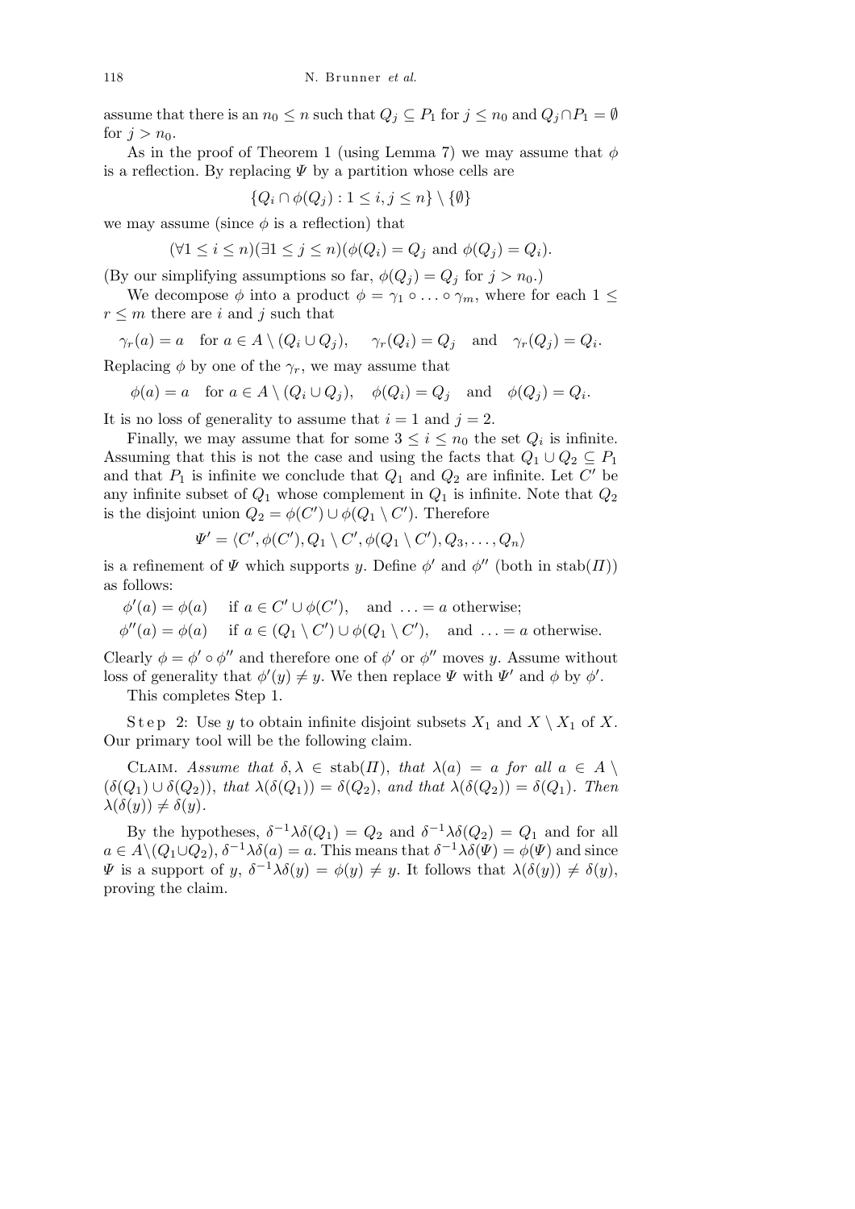assume that there is an $n_0 \le n$ such that $Q_j \subseteq P_1$ for $j \le n_0$ and $Q_j \cap P_1 = \emptyset$ for $j > n_0$.

As in the proof of Theorem 1 (using Lemma 7) we may assume that $\phi$ is a reflection. By replacing $\Psi$ by a partition whose cells are

$$\{Q_i \cap \phi(Q_j) : 1 \le i, j \le n\} \setminus \{\emptyset\}$$

we may assume (since $\phi$ is a reflection) that

$$(\forall 1 \le i \le n)(\exists 1 \le j \le n)(\phi(Q_i) = Q_j \text{ and } \phi(Q_j) = Q_i).$$

(By our simplifying assumptions so far, $\phi(Q_j) = Q_j$ for $j > n_0$.)

We decompose $\phi$ into a product $\phi = \gamma_1 \circ \ldots \circ \gamma_m$, where for each $1 \le r \le m$ there are $i$ and $j$ such that

$$\gamma_r(a) = a \quad \text{for } a \in A \setminus (Q_i \cup Q_j), \qquad \gamma_r(Q_i) = Q_j \quad \text{and} \quad \gamma_r(Q_j) = Q_i.$$

Replacing $\phi$ by one of the $\gamma_r$, we may assume that

$$\phi(a) = a \quad \text{for } a \in A \setminus (Q_i \cup Q_j), \quad \phi(Q_i) = Q_j \quad \text{and} \quad \phi(Q_j) = Q_i.$$

It is no loss of generality to assume that $i = 1$ and $j = 2$.

Finally, we may assume that for some $3 \le i \le n_0$ the set $Q_i$ is infinite. Assuming that this is not the case and using the facts that $Q_1 \cup Q_2 \subseteq P_1$ and that $P_1$ is infinite we conclude that $Q_1$ and $Q_2$ are infinite. Let $C'$ be any infinite subset of $Q_1$ whose complement in $Q_1$ is infinite. Note that $Q_2$ is the disjoint union $Q_2 = \phi(C') \cup \phi(Q_1 \setminus C')$. Therefore

$$\Psi' = \langle C', \phi(C'), Q_1 \setminus C', \phi(Q_1 \setminus C'), Q_3, \ldots, Q_n \rangle$$

is a refinement of $\Psi$ which supports $y$. Define $\phi'$ and $\phi''$ (both in $\mathrm{stab}(\Pi)$) as follows:

$$\phi'(a) = \phi(a) \quad \text{if } a \in C' \cup \phi(C'), \quad \text{and } \ldots = a \text{ otherwise};$$

$$\phi''(a) = \phi(a) \quad \text{if } a \in (Q_1 \setminus C') \cup \phi(Q_1 \setminus C'), \quad \text{and } \ldots = a \text{ otherwise}.$$

Clearly $\phi = \phi' \circ \phi''$ and therefore one of $\phi'$ or $\phi''$ moves $y$. Assume without loss of generality that $\phi'(y) \ne y$. We then replace $\Psi$ with $\Psi'$ and $\phi$ by $\phi'$.

This completes Step 1.

Step 2: Use $y$ to obtain infinite disjoint subsets $X_1$ and $X \setminus X_1$ of $X$. Our primary tool will be the following claim.

Claim. *Assume that $\delta, \lambda \in \mathrm{stab}(\Pi)$, that $\lambda(a) = a$ for all $a \in A \setminus (\delta(Q_1) \cup \delta(Q_2))$, that $\lambda(\delta(Q_1)) = \delta(Q_2)$, and that $\lambda(\delta(Q_2)) = \delta(Q_1)$. Then $\lambda(\delta(y)) \ne \delta(y)$.*

By the hypotheses, $\delta^{-1}\lambda\delta(Q_1) = Q_2$ and $\delta^{-1}\lambda\delta(Q_2) = Q_1$ and for all $a \in A \setminus (Q_1 \cup Q_2)$, $\delta^{-1}\lambda\delta(a) = a$. This means that $\delta^{-1}\lambda\delta(\Psi) = \phi(\Psi)$ and since $\Psi$ is a support of $y$, $\delta^{-1}\lambda\delta(y) = \phi(y) \ne y$. It follows that $\lambda(\delta(y)) \ne \delta(y)$, proving the claim.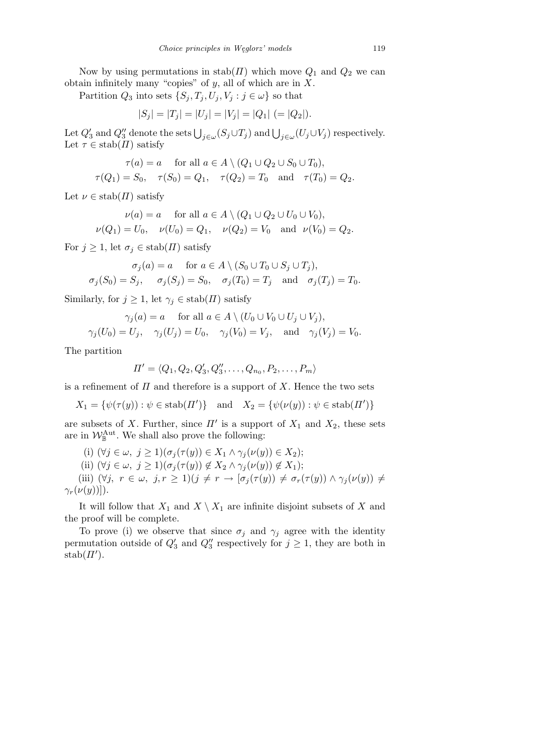Now by using permutations in $\mathrm{stab}(\Pi)$ which move $Q_1$ and $Q_2$ we can obtain infinitely many "copies" of $y$, all of which are in $X$.

Partition $Q_3$ into sets $\{S_j, T_j, U_j, V_j : j \in \omega\}$ so that

$$|S_j| = |T_j| = |U_j| = |V_j| = |Q_1| \ (= |Q_2|).$$

Let $Q_3'$ and $Q_3''$ denote the sets $\bigcup_{j\in\omega}(S_j \cup T_j)$ and $\bigcup_{j\in\omega}(U_j \cup V_j)$ respectively. Let $\tau \in \mathrm{stab}(\Pi)$ satisfy

$$\tau(a) = a \quad \text{for all } a \in A \setminus (Q_1 \cup Q_2 \cup S_0 \cup T_0),$$
$$\tau(Q_1) = S_0, \quad \tau(S_0) = Q_1, \quad \tau(Q_2) = T_0 \quad \text{and} \quad \tau(T_0) = Q_2.$$

Let $\nu \in \mathrm{stab}(\Pi)$ satisfy

$$\nu(a) = a \quad \text{for all } a \in A \setminus (Q_1 \cup Q_2 \cup U_0 \cup V_0),$$
$$\nu(Q_1) = U_0, \quad \nu(U_0) = Q_1, \quad \nu(Q_2) = V_0 \quad \text{and} \quad \nu(V_0) = Q_2.$$

For $j \geq 1$, let $\sigma_j \in \mathrm{stab}(\Pi)$ satisfy

$$\sigma_j(a) = a \quad \text{for } a \in A \setminus (S_0 \cup T_0 \cup S_j \cup T_j),$$
$$\sigma_j(S_0) = S_j, \quad \sigma_j(S_j) = S_0, \quad \sigma_j(T_0) = T_j \quad \text{and} \quad \sigma_j(T_j) = T_0.$$

Similarly, for $j \geq 1$, let $\gamma_j \in \mathrm{stab}(\Pi)$ satisfy

$$\gamma_j(a) = a \quad \text{for all } a \in A \setminus (U_0 \cup V_0 \cup U_j \cup V_j),$$
$$\gamma_j(U_0) = U_j, \quad \gamma_j(U_j) = U_0, \quad \gamma_j(V_0) = V_j, \quad \text{and} \quad \gamma_j(V_j) = V_0.$$

The partition

$$\Pi' = \langle Q_1, Q_2, Q_3', Q_3'', \ldots, Q_{n_0}, P_2, \ldots, P_m \rangle$$

is a refinement of $\Pi$ and therefore is a support of $X$. Hence the two sets

$$X_1 = \{\psi(\tau(y)) : \psi \in \mathrm{stab}(\Pi')\} \quad \text{and} \quad X_2 = \{\psi(\nu(y)) : \psi \in \mathrm{stab}(\Pi')\}$$

are subsets of $X$. Further, since $\Pi'$ is a support of $X_1$ and $X_2$, these sets are in $\mathcal{W}_{\mathbb{B}}^{\mathrm{Aut}}$. We shall also prove the following:

(i) $(\forall j \in \omega,\ j \geq 1)(\sigma_j(\tau(y)) \in X_1 \wedge \gamma_j(\nu(y)) \in X_2)$;

(ii) $(\forall j \in \omega,\ j \geq 1)(\sigma_j(\tau(y)) \notin X_2 \wedge \gamma_j(\nu(y)) \notin X_1)$;

(iii) $(\forall j,\ r \in \omega,\ j, r \geq 1)(j \neq r \rightarrow [\sigma_j(\tau(y)) \neq \sigma_r(\tau(y)) \wedge \gamma_j(\nu(y)) \neq \gamma_r(\nu(y))])$.

It will follow that $X_1$ and $X \setminus X_1$ are infinite disjoint subsets of $X$ and the proof will be complete.

To prove (i) we observe that since $\sigma_j$ and $\gamma_j$ agree with the identity permutation outside of $Q_3'$ and $Q_3''$ respectively for $j \geq 1$, they are both in $\mathrm{stab}(\Pi')$.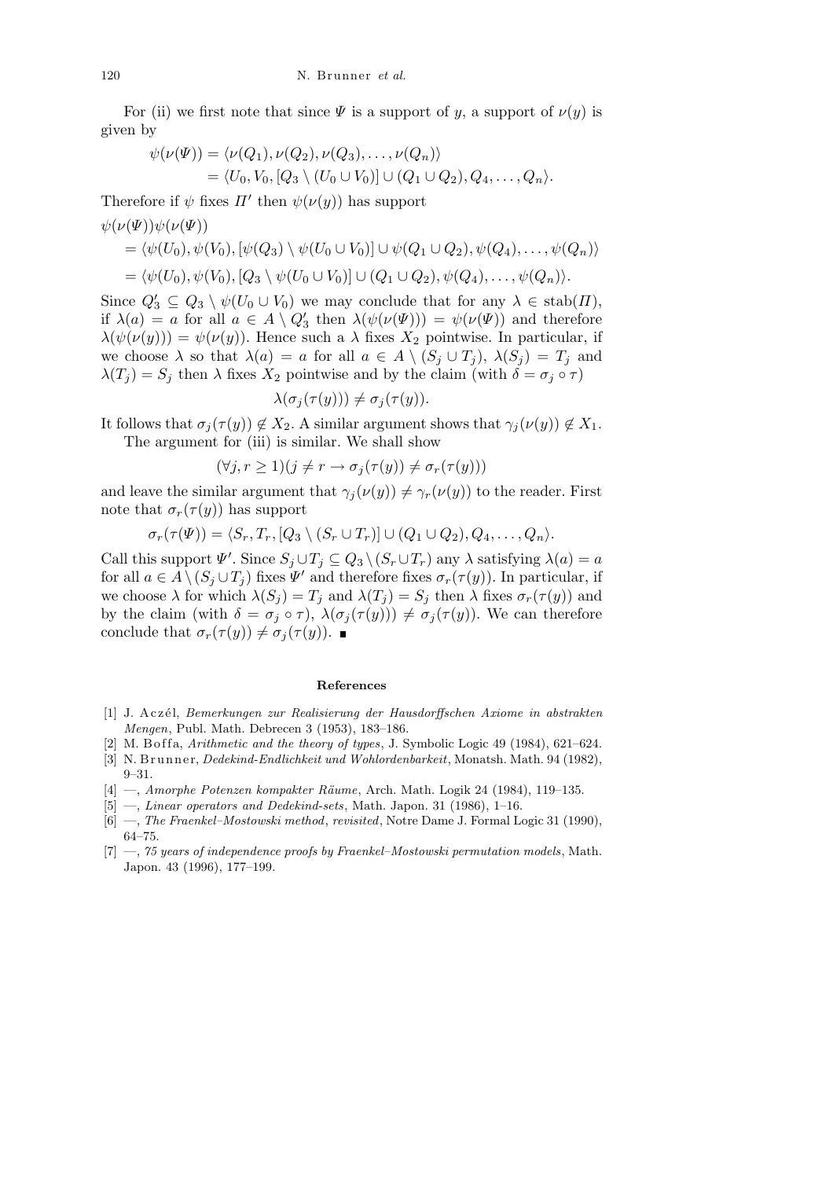For (ii) we first note that since $\Psi$ is a support of $y$, a support of $\nu(y)$ is given by

$$\begin{aligned}\psi(\nu(\Psi)) &= \langle \nu(Q_1), \nu(Q_2), \nu(Q_3), \ldots, \nu(Q_n)\rangle \\ &= \langle U_0, V_0, [Q_3 \setminus (U_0 \cup V_0)] \cup (Q_1 \cup Q_2), Q_4, \ldots, Q_n\rangle.\end{aligned}$$

Therefore if $\psi$ fixes $\Pi'$ then $\psi(\nu(y))$ has support

$$\begin{aligned}&\psi(\nu(\Psi))\psi(\nu(\Psi)) \\ &= \langle \psi(U_0), \psi(V_0), [\psi(Q_3) \setminus \psi(U_0 \cup V_0)] \cup \psi(Q_1 \cup Q_2), \psi(Q_4), \ldots, \psi(Q_n)\rangle \\ &= \langle \psi(U_0), \psi(V_0), [Q_3 \setminus \psi(U_0 \cup V_0)] \cup (Q_1 \cup Q_2), \psi(Q_4), \ldots, \psi(Q_n)\rangle.\end{aligned}$$

Since $Q_3' \subseteq Q_3 \setminus \psi(U_0 \cup V_0)$ we may conclude that for any $\lambda \in \mathrm{stab}(\Pi)$, if $\lambda(a) = a$ for all $a \in A \setminus Q_3'$ then $\lambda(\psi(\nu(\Psi))) = \psi(\nu(\Psi))$ and therefore $\lambda(\psi(\nu(y))) = \psi(\nu(y))$. Hence such a $\lambda$ fixes $X_2$ pointwise. In particular, if we choose $\lambda$ so that $\lambda(a) = a$ for all $a \in A \setminus (S_j \cup T_j)$, $\lambda(S_j) = T_j$ and $\lambda(T_j) = S_j$ then $\lambda$ fixes $X_2$ pointwise and by the claim (with $\delta = \sigma_j \circ \tau$)

$$\lambda(\sigma_j(\tau(y))) \neq \sigma_j(\tau(y)).$$

It follows that $\sigma_j(\tau(y)) \notin X_2$. A similar argument shows that $\gamma_j(\nu(y)) \notin X_1$.

The argument for (iii) is similar. We shall show

$$(\forall j, r \geq 1)(j \neq r \rightarrow \sigma_j(\tau(y)) \neq \sigma_r(\tau(y)))$$

and leave the similar argument that $\gamma_j(\nu(y)) \neq \gamma_r(\nu(y))$ to the reader. First note that $\sigma_r(\tau(y))$ has support

$$\sigma_r(\tau(\Psi)) = \langle S_r, T_r, [Q_3 \setminus (S_r \cup T_r)] \cup (Q_1 \cup Q_2), Q_4, \ldots, Q_n\rangle.$$

Call this support $\Psi'$. Since $S_j \cup T_j \subseteq Q_3 \setminus (S_r \cup T_r)$ any $\lambda$ satisfying $\lambda(a) = a$ for all $a \in A \setminus (S_j \cup T_j)$ fixes $\Psi'$ and therefore fixes $\sigma_r(\tau(y))$. In particular, if we choose $\lambda$ for which $\lambda(S_j) = T_j$ and $\lambda(T_j) = S_j$ then $\lambda$ fixes $\sigma_r(\tau(y))$ and by the claim (with $\delta = \sigma_j \circ \tau$), $\lambda(\sigma_j(\tau(y))) \neq \sigma_j(\tau(y))$. We can therefore conclude that $\sigma_r(\tau(y)) \neq \sigma_j(\tau(y))$. ∎

## References

[1] J. Aczél, *Bemerkungen zur Realisierung der Hausdorffschen Axiome in abstrakten Mengen*, Publ. Math. Debrecen 3 (1953), 183–186.

[2] M. Boffa, *Arithmetic and the theory of types*, J. Symbolic Logic 49 (1984), 621–624.

[3] N. Brunner, *Dedekind-Endlichkeit und Wohlordenbarkeit*, Monatsh. Math. 94 (1982), 9–31.

[4] —, *Amorphe Potenzen kompakter Räume*, Arch. Math. Logik 24 (1984), 119–135.

[5] —, *Linear operators and Dedekind-sets*, Math. Japon. 31 (1986), 1–16.

[6] —, *The Fraenkel–Mostowski method, revisited*, Notre Dame J. Formal Logic 31 (1990), 64–75.

[7] —, *75 years of independence proofs by Fraenkel–Mostowski permutation models*, Math. Japon. 43 (1996), 177–199.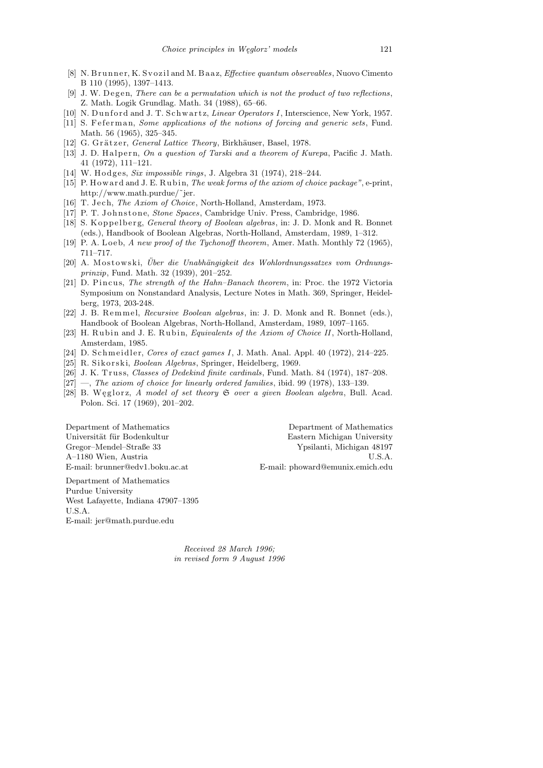[8] N. Brunner, K. Svozil and M. Baaz, *Effective quantum observables*, Nuovo Cimento B 110 (1995), 1397–1413.

[9] J. W. Degen, *There can be a permutation which is not the product of two reflections*, Z. Math. Logik Grundlag. Math. 34 (1988), 65–66.

[10] N. Dunford and J. T. Schwartz, *Linear Operators I*, Interscience, New York, 1957.

[11] S. Feferman, *Some applications of the notions of forcing and generic sets*, Fund. Math. 56 (1965), 325–345.

[12] G. Grätzer, *General Lattice Theory*, Birkhäuser, Basel, 1978.

[13] J. D. Halpern, *On a question of Tarski and a theorem of Kurepa*, Pacific J. Math. 41 (1972), 111–121.

[14] W. Hodges, *Six impossible rings*, J. Algebra 31 (1974), 218–244.

[15] P. Howard and J. E. Rubin, *The weak forms of the axiom of choice package"*, e-print, http://www.math.purdue/~jer.

[16] T. Jech, *The Axiom of Choice*, North-Holland, Amsterdam, 1973.

[17] P. T. Johnstone, *Stone Spaces*, Cambridge Univ. Press, Cambridge, 1986.

[18] S. Koppelberg, *General theory of Boolean algebras*, in: J. D. Monk and R. Bonnet (eds.), Handbook of Boolean Algebras, North-Holland, Amsterdam, 1989, 1–312.

[19] P. A. Loeb, *A new proof of the Tychonoff theorem*, Amer. Math. Monthly 72 (1965), 711–717.

[20] A. Mostowski, *Über die Unabhängigkeit des Wohlordnungssatzes vom Ordnungsprinzip*, Fund. Math. 32 (1939), 201–252.

[21] D. Pincus, *The strength of the Hahn–Banach theorem*, in: Proc. the 1972 Victoria Symposium on Nonstandard Analysis, Lecture Notes in Math. 369, Springer, Heidelberg, 1973, 203-248.

[22] J. B. Remmel, *Recursive Boolean algebras*, in: J. D. Monk and R. Bonnet (eds.), Handbook of Boolean Algebras, North-Holland, Amsterdam, 1989, 1097–1165.

[23] H. Rubin and J. E. Rubin, *Equivalents of the Axiom of Choice II*, North-Holland, Amsterdam, 1985.

[24] D. Schmeidler, *Cores of exact games I*, J. Math. Anal. Appl. 40 (1972), 214–225.

[25] R. Sikorski, *Boolean Algebras*, Springer, Heidelberg, 1969.

[26] J. K. Truss, *Classes of Dedekind finite cardinals*, Fund. Math. 84 (1974), 187–208.

[27] —, *The axiom of choice for linearly ordered families*, ibid. 99 (1978), 133–139.

[28] B. Węglorz, *A model of set theory $\mathfrak{S}$ over a given Boolean algebra*, Bull. Acad. Polon. Sci. 17 (1969), 201–202.

Department of Mathematics
Universität für Bodenkultur
Gregor–Mendel–Straße 33
A–1180 Wien, Austria
E-mail: brunner@edv1.boku.ac.at

Department of Mathematics
Eastern Michigan University
Ypsilanti, Michigan 48197
U.S.A.
E-mail: phoward@emunix.emich.edu

Department of Mathematics
Purdue University
West Lafayette, Indiana 47907–1395
U.S.A.
E-mail: jer@math.purdue.edu

*Received 28 March 1996;*
*in revised form 9 August 1996*